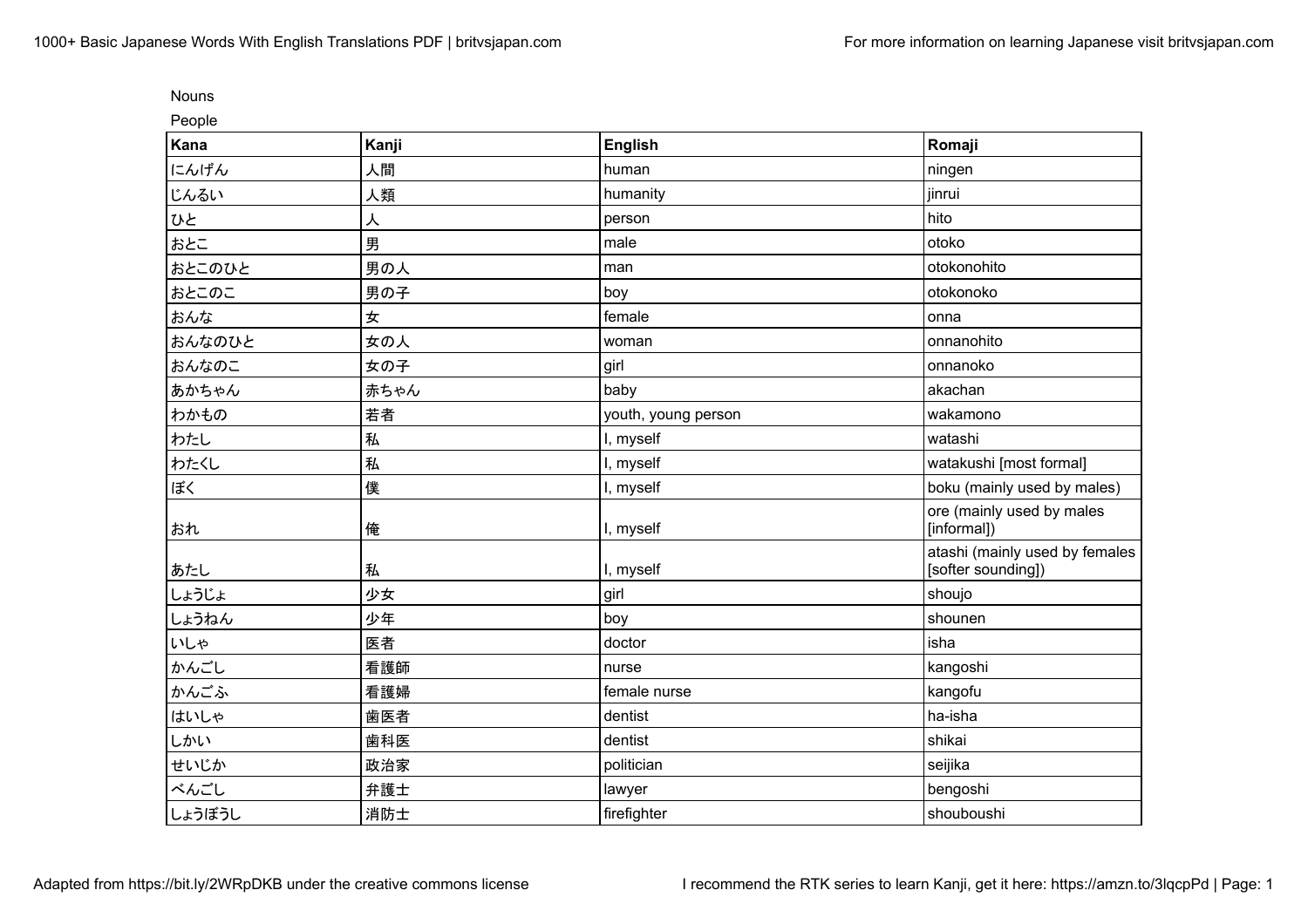Nouns

People

| Kana | Kanji | English | Romaji |
| --- | --- | --- | --- |
| にんげん | 人間 | human | ningen |
| じんるい | 人類 | humanity | jinrui |
| ひと | 人 | person | hito |
| おとこ | 男 | male | otoko |
| おとこのひと | 男の人 | man | otokonohito |
| おとこのこ | 男の子 | boy | otokonoko |
| おんな | 女 | female | onna |
| おんなのひと | 女の人 | woman | onnanohito |
| おんなのこ | 女の子 | girl | onnanoko |
| あかちゃん | 赤ちゃん | baby | akachan |
| わかもの | 若者 | youth, young person | wakamono |
| わたし | 私 | I, myself | watashi |
| わたくし | 私 | I, myself | watakushi [most formal] |
| ぼく | 僕 | I, myself | boku (mainly used by males) |
| おれ | 俺 | I, myself | ore (mainly used by males [informal]) |
| あたし | 私 | I, myself | atashi (mainly used by females [softer sounding]) |
| しょうじょ | 少女 | girl | shoujo |
| しょうねん | 少年 | boy | shounen |
| いしゃ | 医者 | doctor | isha |
| かんごし | 看護師 | nurse | kangoshi |
| かんごふ | 看護婦 | female nurse | kangofu |
| はいしゃ | 歯医者 | dentist | ha-isha |
| しかい | 歯科医 | dentist | shikai |
| せいじか | 政治家 | politician | seijika |
| べんごし | 弁護士 | lawyer | bengoshi |
| しょうぼうし | 消防士 | firefighter | shouboushi |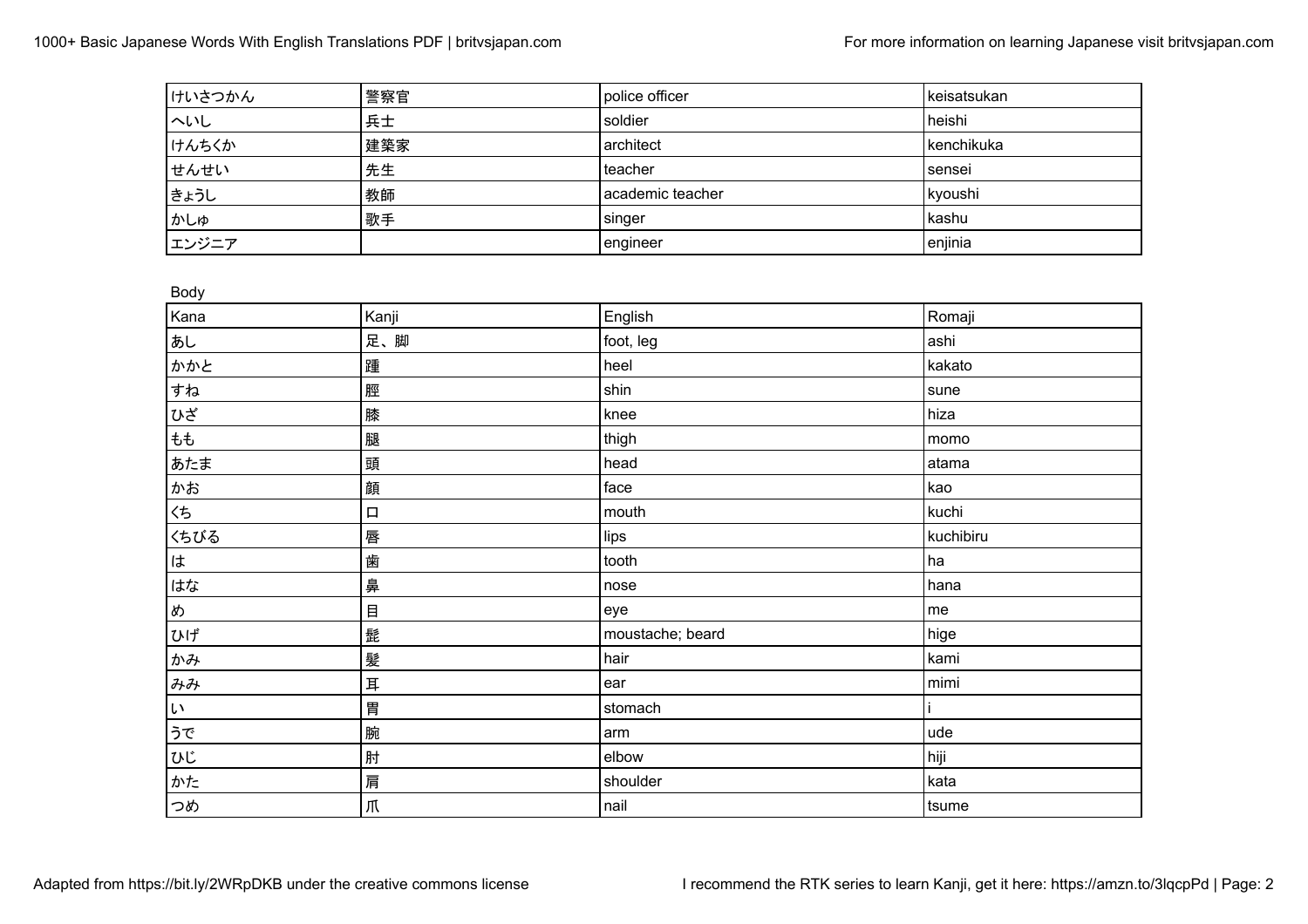| | | | |
|---|---|---|---|
| けいさつかん | 警察官 | police officer | keisatsukan |
| へいし | 兵士 | soldier | heishi |
| けんちくか | 建築家 | architect | kenchikuka |
| せんせい | 先生 | teacher | sensei |
| きょうし | 教師 | academic teacher | kyoushi |
| かしゅ | 歌手 | singer | kashu |
| エンジニア | | engineer | enjinia |

Body

| Kana | Kanji | English | Romaji |
|---|---|---|---|
| あし | 足、脚 | foot, leg | ashi |
| かかと | 踵 | heel | kakato |
| すね | 脛 | shin | sune |
| ひざ | 膝 | knee | hiza |
| もも | 腿 | thigh | momo |
| あたま | 頭 | head | atama |
| かお | 顔 | face | kao |
| くち | 口 | mouth | kuchi |
| くちびる | 唇 | lips | kuchibiru |
| は | 歯 | tooth | ha |
| はな | 鼻 | nose | hana |
| め | 目 | eye | me |
| ひげ | 髭 | moustache; beard | hige |
| かみ | 髪 | hair | kami |
| みみ | 耳 | ear | mimi |
| い | 胃 | stomach | i |
| うで | 腕 | arm | ude |
| ひじ | 肘 | elbow | hiji |
| かた | 肩 | shoulder | kata |
| つめ | 爪 | nail | tsume |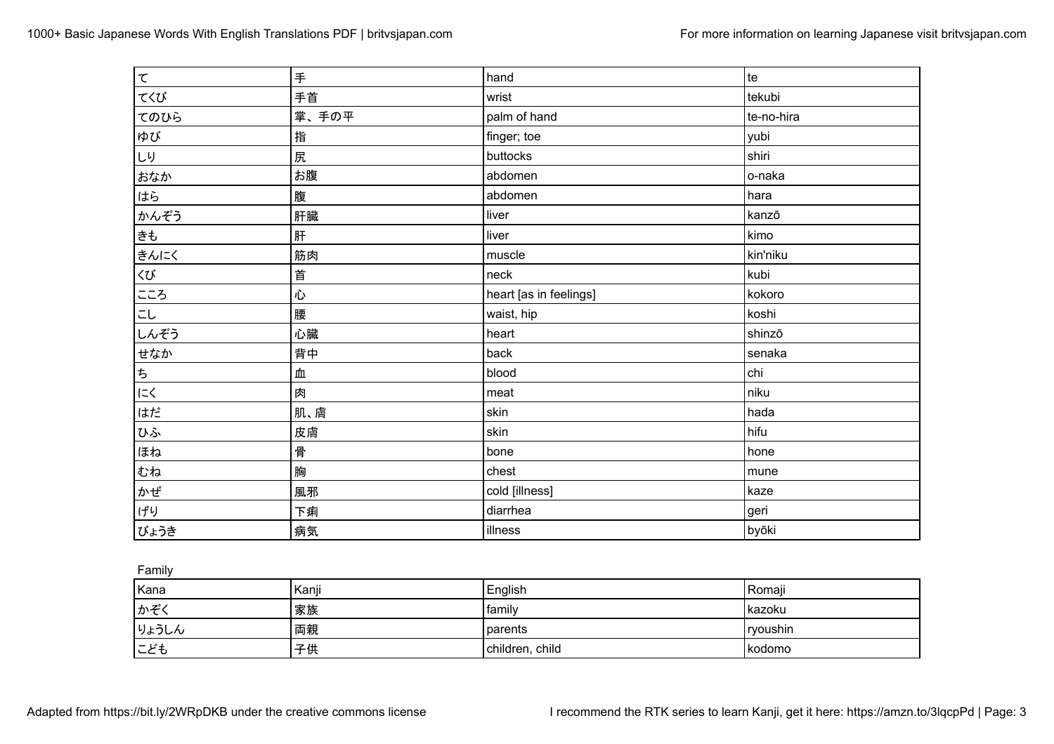| | | | |
|---|---|---|---|
| て | 手 | hand | te |
| てくび | 手首 | wrist | tekubi |
| てのひら | 掌、手の平 | palm of hand | te-no-hira |
| ゆび | 指 | finger; toe | yubi |
| しり | 尻 | buttocks | shiri |
| おなか | お腹 | abdomen | o-naka |
| はら | 腹 | abdomen | hara |
| かんぞう | 肝臓 | liver | kanzō |
| きも | 肝 | liver | kimo |
| きんにく | 筋肉 | muscle | kin'niku |
| くび | 首 | neck | kubi |
| こころ | 心 | heart [as in feelings] | kokoro |
| こし | 腰 | waist, hip | koshi |
| しんぞう | 心臓 | heart | shinzō |
| せなか | 背中 | back | senaka |
| ち | 血 | blood | chi |
| にく | 肉 | meat | niku |
| はだ | 肌、膚 | skin | hada |
| ひふ | 皮膚 | skin | hifu |
| ほね | 骨 | bone | hone |
| むね | 胸 | chest | mune |
| かぜ | 風邪 | cold [illness] | kaze |
| げり | 下痢 | diarrhea | geri |
| びょうき | 病気 | illness | byōki |

Family

| Kana | Kanji | English | Romaji |
|---|---|---|---|
| かぞく | 家族 | family | kazoku |
| りょうしん | 両親 | parents | ryoushin |
| こども | 子供 | children, child | kodomo |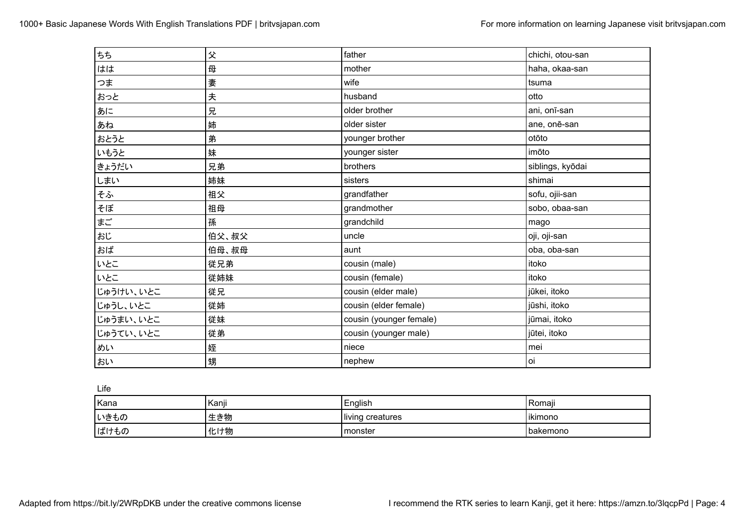| ちち | 父 | father | chichi, otou-san |
| --- | --- | --- | --- |
| はは | 母 | mother | haha, okaa-san |
| つま | 妻 | wife | tsuma |
| おっと | 夫 | husband | otto |
| あに | 兄 | older brother | ani, onī-san |
| あね | 姉 | older sister | ane, onē-san |
| おとうと | 弟 | younger brother | otōto |
| いもうと | 妹 | younger sister | imōto |
| きょうだい | 兄弟 | brothers | siblings, kyōdai |
| しまい | 姉妹 | sisters | shimai |
| そふ | 祖父 | grandfather | sofu, ojii-san |
| そぼ | 祖母 | grandmother | sobo, obaa-san |
| まご | 孫 | grandchild | mago |
| おじ | 伯父、叔父 | uncle | oji, oji-san |
| おば | 伯母、叔母 | aunt | oba, oba-san |
| いとこ | 従兄弟 | cousin (male) | itoko |
| いとこ | 従姉妹 | cousin (female) | itoko |
| じゅうけい、いとこ | 従兄 | cousin (elder male) | jūkei, itoko |
| じゅうし、いとこ | 従姉 | cousin (elder female) | jūshi, itoko |
| じゅうまい、いとこ | 従妹 | cousin (younger female) | jūmai, itoko |
| じゅうてい、いとこ | 従弟 | cousin (younger male) | jūtei, itoko |
| めい | 姪 | niece | mei |
| おい | 甥 | nephew | oi |

Life

| Kana | Kanji | English | Romaji |
| --- | --- | --- | --- |
| いきもの | 生き物 | living creatures | ikimono |
| ばけもの | 化け物 | monster | bakemono |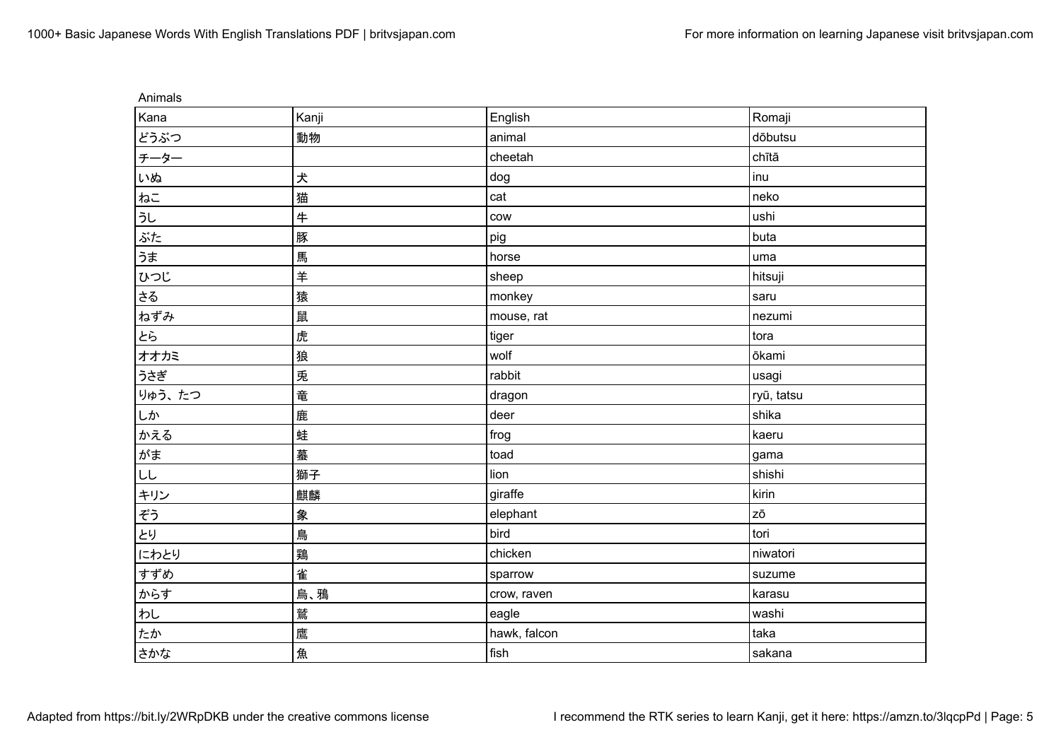Animals

| Kana | Kanji | English | Romaji |
|---|---|---|---|
| どうぶつ | 動物 | animal | dōbutsu |
| チーター | | cheetah | chītā |
| いぬ | 犬 | dog | inu |
| ねこ | 猫 | cat | neko |
| うし | 牛 | cow | ushi |
| ぶた | 豚 | pig | buta |
| うま | 馬 | horse | uma |
| ひつじ | 羊 | sheep | hitsuji |
| さる | 猿 | monkey | saru |
| ねずみ | 鼠 | mouse, rat | nezumi |
| とら | 虎 | tiger | tora |
| オオカミ | 狼 | wolf | ōkami |
| うさぎ | 兎 | rabbit | usagi |
| りゅう、たつ | 竜 | dragon | ryū, tatsu |
| しか | 鹿 | deer | shika |
| かえる | 蛙 | frog | kaeru |
| がま | 蟇 | toad | gama |
| しし | 獅子 | lion | shishi |
| キリン | 麒麟 | giraffe | kirin |
| ぞう | 象 | elephant | zō |
| とり | 鳥 | bird | tori |
| にわとり | 鶏 | chicken | niwatori |
| すずめ | 雀 | sparrow | suzume |
| からす | 烏、鴉 | crow, raven | karasu |
| わし | 鷲 | eagle | washi |
| たか | 鷹 | hawk, falcon | taka |
| さかな | 魚 | fish | sakana |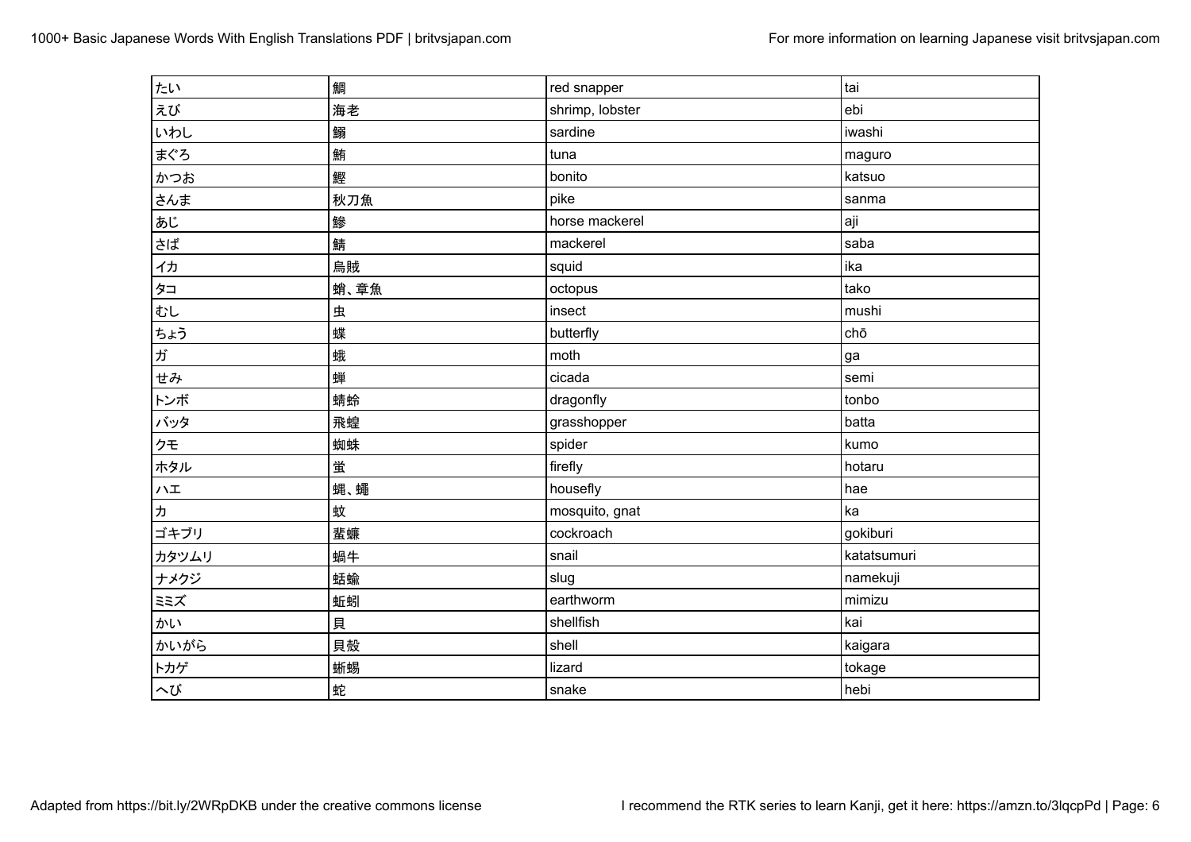| たい | 鯛 | red snapper | tai |
|---|---|---|---|
| えび | 海老 | shrimp, lobster | ebi |
| いわし | 鰯 | sardine | iwashi |
| まぐろ | 鮪 | tuna | maguro |
| かつお | 鰹 | bonito | katsuo |
| さんま | 秋刀魚 | pike | sanma |
| あじ | 鯵 | horse mackerel | aji |
| さば | 鯖 | mackerel | saba |
| イカ | 烏賊 | squid | ika |
| タコ | 蛸、章魚 | octopus | tako |
| むし | 虫 | insect | mushi |
| ちょう | 蝶 | butterfly | chō |
| ガ | 蛾 | moth | ga |
| せみ | 蝉 | cicada | semi |
| トンボ | 蜻蛉 | dragonfly | tonbo |
| バッタ | 飛蝗 | grasshopper | batta |
| クモ | 蜘蛛 | spider | kumo |
| ホタル | 蛍 | firefly | hotaru |
| ハエ | 蝿、蠅 | housefly | hae |
| カ | 蚊 | mosquito, gnat | ka |
| ゴキブリ | 蜚蠊 | cockroach | gokiburi |
| カタツムリ | 蝸牛 | snail | katatsumuri |
| ナメクジ | 蛞蝓 | slug | namekuji |
| ミミズ | 蚯蚓 | earthworm | mimizu |
| かい | 貝 | shellfish | kai |
| かいがら | 貝殻 | shell | kaigara |
| トカゲ | 蜥蜴 | lizard | tokage |
| へび | 蛇 | snake | hebi |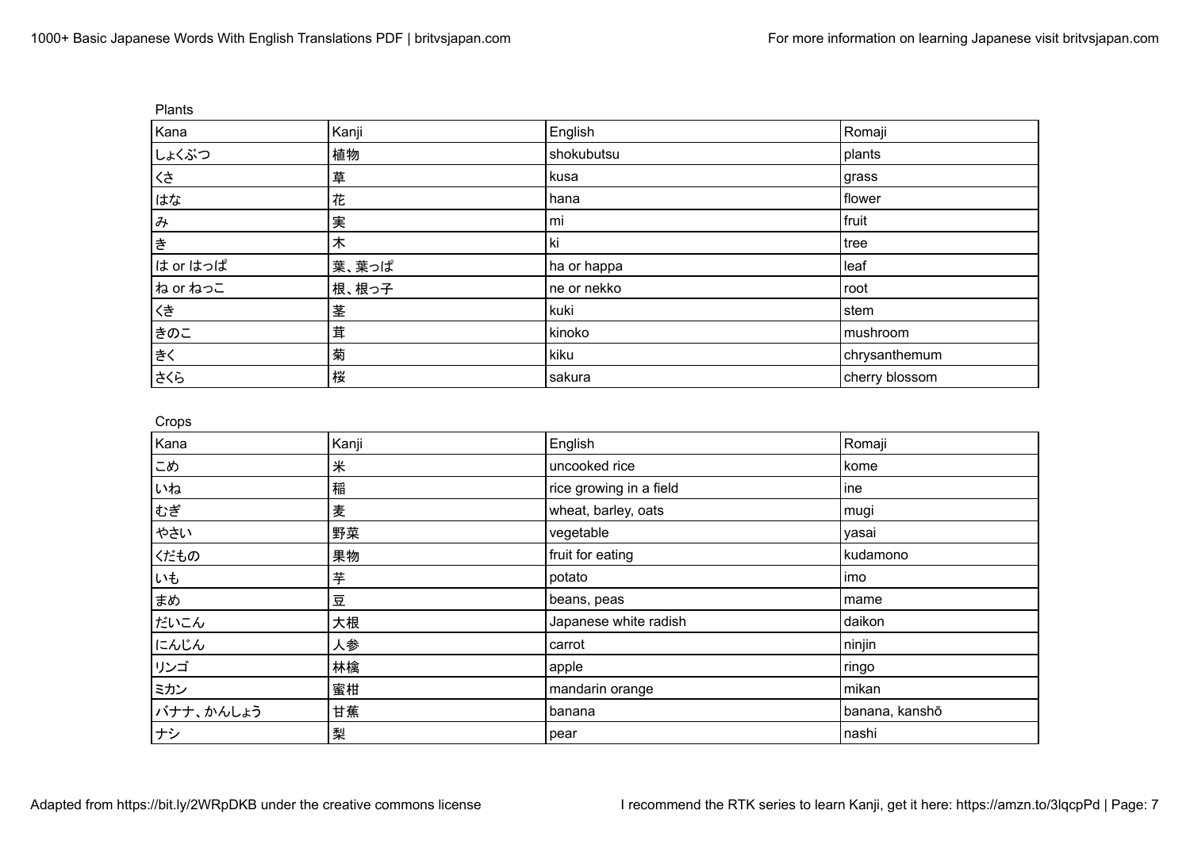Plants

| Kana | Kanji | English | Romaji |
| --- | --- | --- | --- |
| しょくぶつ | 植物 | shokubutsu | plants |
| くさ | 草 | kusa | grass |
| はな | 花 | hana | flower |
| み | 実 | mi | fruit |
| き | 木 | ki | tree |
| は or はっぱ | 葉、葉っぱ | ha or happa | leaf |
| ね or ねっこ | 根、根っ子 | ne or nekko | root |
| くき | 茎 | kuki | stem |
| きのこ | 茸 | kinoko | mushroom |
| きく | 菊 | kiku | chrysanthemum |
| さくら | 桜 | sakura | cherry blossom |

Crops

| Kana | Kanji | English | Romaji |
| --- | --- | --- | --- |
| こめ | 米 | uncooked rice | kome |
| いね | 稲 | rice growing in a field | ine |
| むぎ | 麦 | wheat, barley, oats | mugi |
| やさい | 野菜 | vegetable | yasai |
| くだもの | 果物 | fruit for eating | kudamono |
| いも | 芋 | potato | imo |
| まめ | 豆 | beans, peas | mame |
| だいこん | 大根 | Japanese white radish | daikon |
| にんじん | 人参 | carrot | ninjin |
| リンゴ | 林檎 | apple | ringo |
| ミカン | 蜜柑 | mandarin orange | mikan |
| バナナ、かんしょう | 甘蕉 | banana | banana, kanshō |
| ナシ | 梨 | pear | nashi |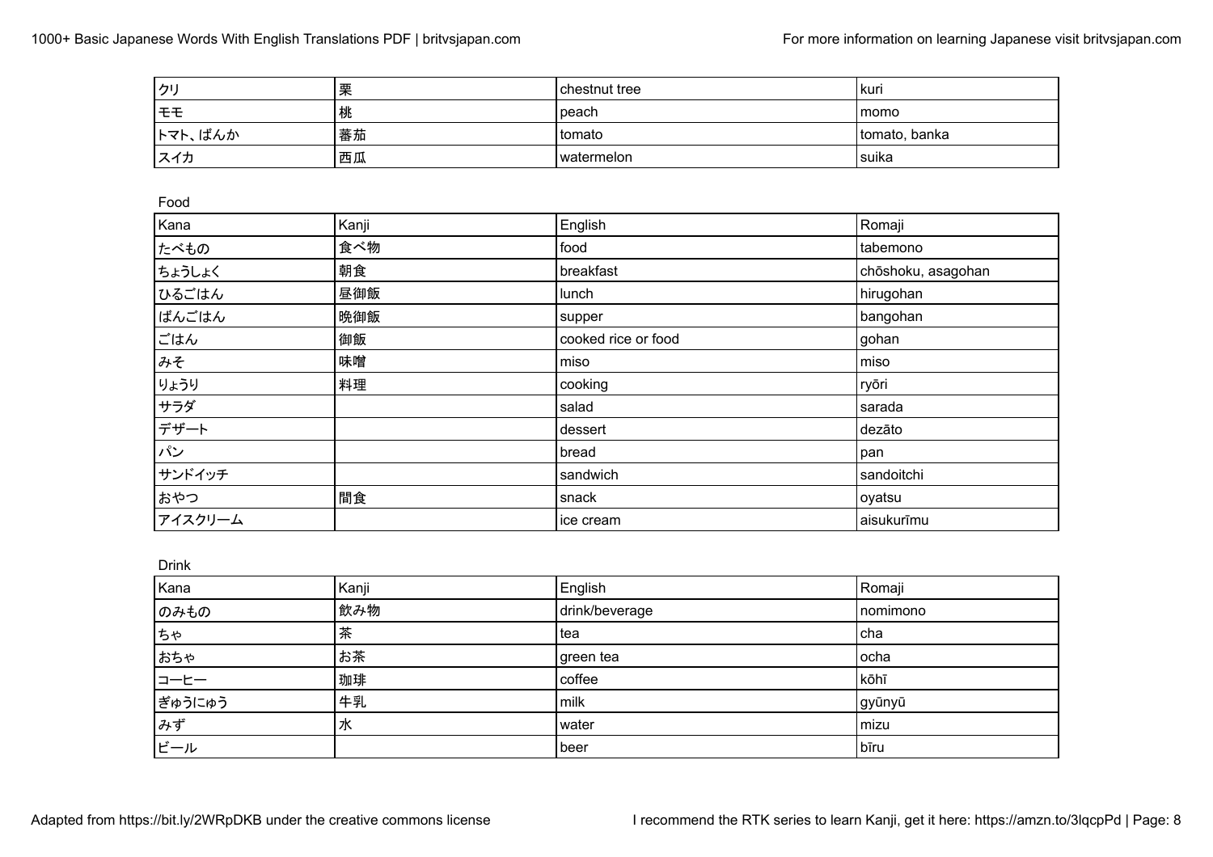| クリ | 栗 | chestnut tree | kuri |
|---|---|---|---|
| モモ | 桃 | peach | momo |
| トマト、ばんか | 蕃茄 | tomato | tomato, banka |
| スイカ | 西瓜 | watermelon | suika |

Food

| Kana | Kanji | English | Romaji |
|---|---|---|---|
| たべもの | 食べ物 | food | tabemono |
| ちょうしょく | 朝食 | breakfast | chōshoku, asagohan |
| ひるごはん | 昼御飯 | lunch | hirugohan |
| ばんごはん | 晩御飯 | supper | bangohan |
| ごはん | 御飯 | cooked rice or food | gohan |
| みそ | 味噌 | miso | miso |
| りょうり | 料理 | cooking | ryōri |
| サラダ | | salad | sarada |
| デザート | | dessert | dezāto |
| パン | | bread | pan |
| サンドイッチ | | sandwich | sandoitchi |
| おやつ | 間食 | snack | oyatsu |
| アイスクリーム | | ice cream | aisukurīmu |

Drink

| Kana | Kanji | English | Romaji |
|---|---|---|---|
| のみもの | 飲み物 | drink/beverage | nomimono |
| ちゃ | 茶 | tea | cha |
| おちゃ | お茶 | green tea | ocha |
| コーヒー | 珈琲 | coffee | kōhī |
| ぎゅうにゅう | 牛乳 | milk | gyūnyū |
| みず | 水 | water | mizu |
| ビール | | beer | bīru |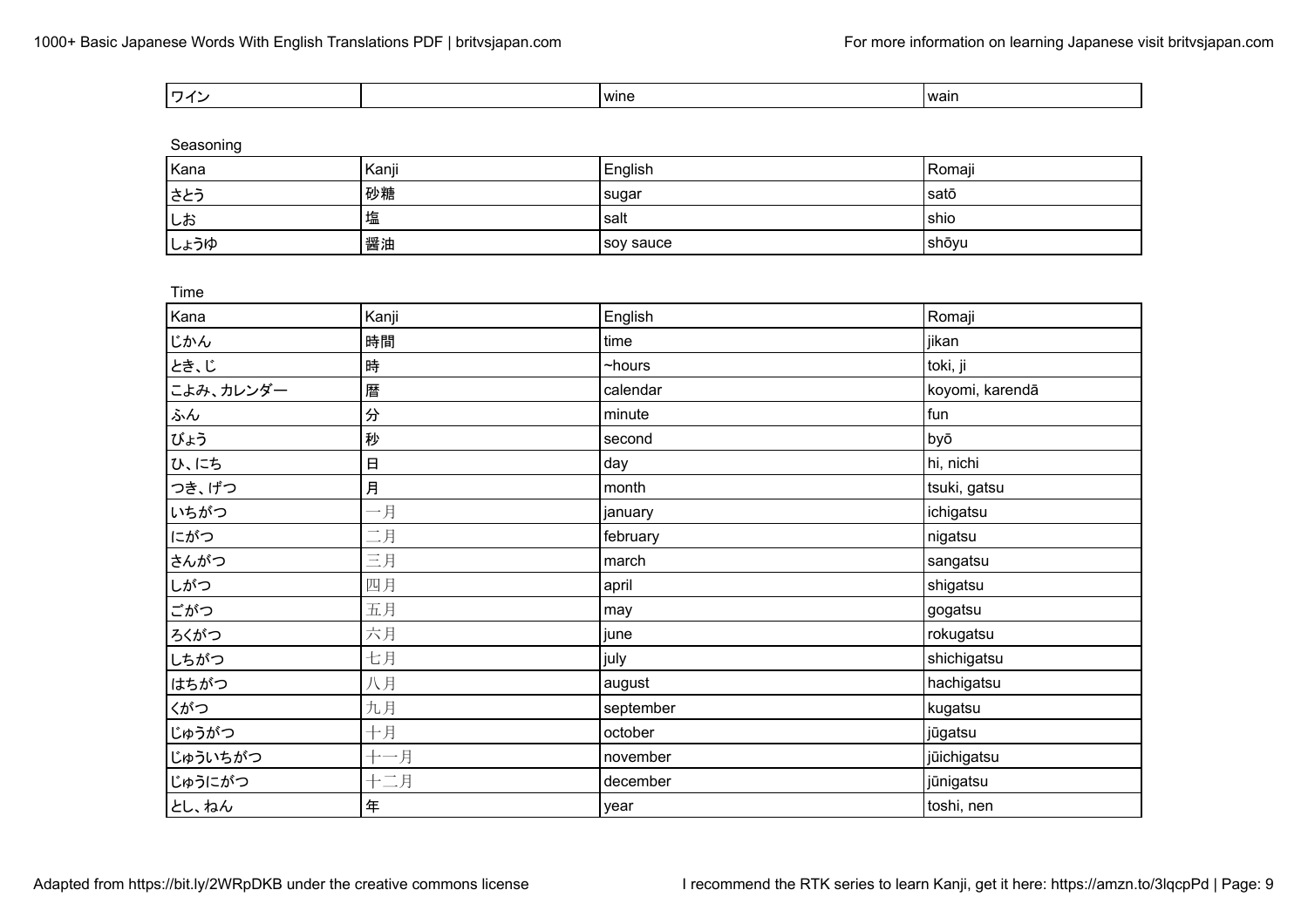| ワイン | | wine | wain |
|---|---|---|---|

Seasoning

| Kana | Kanji | English | Romaji |
|---|---|---|---|
| さとう | 砂糖 | sugar | satō |
| しお | 塩 | salt | shio |
| しょうゆ | 醤油 | soy sauce | shōyu |

Time

| Kana | Kanji | English | Romaji |
|---|---|---|---|
| じかん | 時間 | time | jikan |
| とき、じ | 時 | ~hours | toki, ji |
| こよみ、カレンダー | 暦 | calendar | koyomi, karendā |
| ふん | 分 | minute | fun |
| びょう | 秒 | second | byō |
| ひ、にち | 日 | day | hi, nichi |
| つき、げつ | 月 | month | tsuki, gatsu |
| いちがつ | 一月 | january | ichigatsu |
| にがつ | 二月 | february | nigatsu |
| さんがつ | 三月 | march | sangatsu |
| しがつ | 四月 | april | shigatsu |
| ごがつ | 五月 | may | gogatsu |
| ろくがつ | 六月 | june | rokugatsu |
| しちがつ | 七月 | july | shichigatsu |
| はちがつ | 八月 | august | hachigatsu |
| くがつ | 九月 | september | kugatsu |
| じゅうがつ | 十月 | october | jūgatsu |
| じゅういちがつ | 十一月 | november | jūichigatsu |
| じゅうにがつ | 十二月 | december | jūnigatsu |
| とし、ねん | 年 | year | toshi, nen |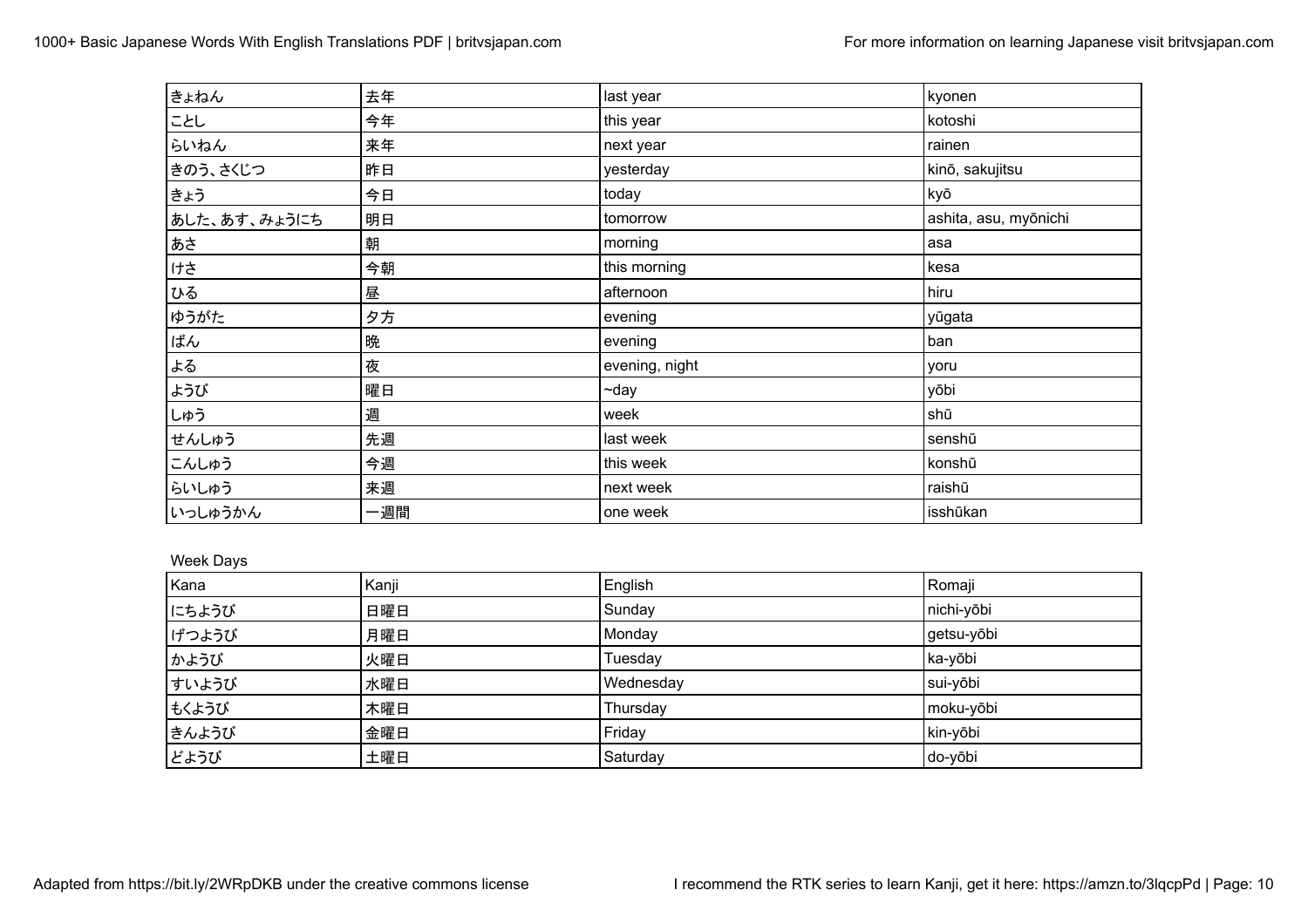| きょねん | 去年 | last year | kyonen |
| --- | --- | --- | --- |
| ことし | 今年 | this year | kotoshi |
| らいねん | 来年 | next year | rainen |
| きのう、さくじつ | 昨日 | yesterday | kinō, sakujitsu |
| きょう | 今日 | today | kyō |
| あした、あす、みょうにち | 明日 | tomorrow | ashita, asu, myōnichi |
| あさ | 朝 | morning | asa |
| けさ | 今朝 | this morning | kesa |
| ひる | 昼 | afternoon | hiru |
| ゆうがた | 夕方 | evening | yūgata |
| ばん | 晩 | evening | ban |
| よる | 夜 | evening, night | yoru |
| ようび | 曜日 | ~day | yōbi |
| しゅう | 週 | week | shū |
| せんしゅう | 先週 | last week | senshū |
| こんしゅう | 今週 | this week | konshū |
| らいしゅう | 来週 | next week | raishū |
| いっしゅうかん | 一週間 | one week | isshūkan |

Week Days

| Kana | Kanji | English | Romaji |
| --- | --- | --- | --- |
| にちようび | 日曜日 | Sunday | nichi-yōbi |
| げつようび | 月曜日 | Monday | getsu-yōbi |
| かようび | 火曜日 | Tuesday | ka-yōbi |
| すいようび | 水曜日 | Wednesday | sui-yōbi |
| もくようび | 木曜日 | Thursday | moku-yōbi |
| きんようび | 金曜日 | Friday | kin-yōbi |
| どようび | 土曜日 | Saturday | do-yōbi |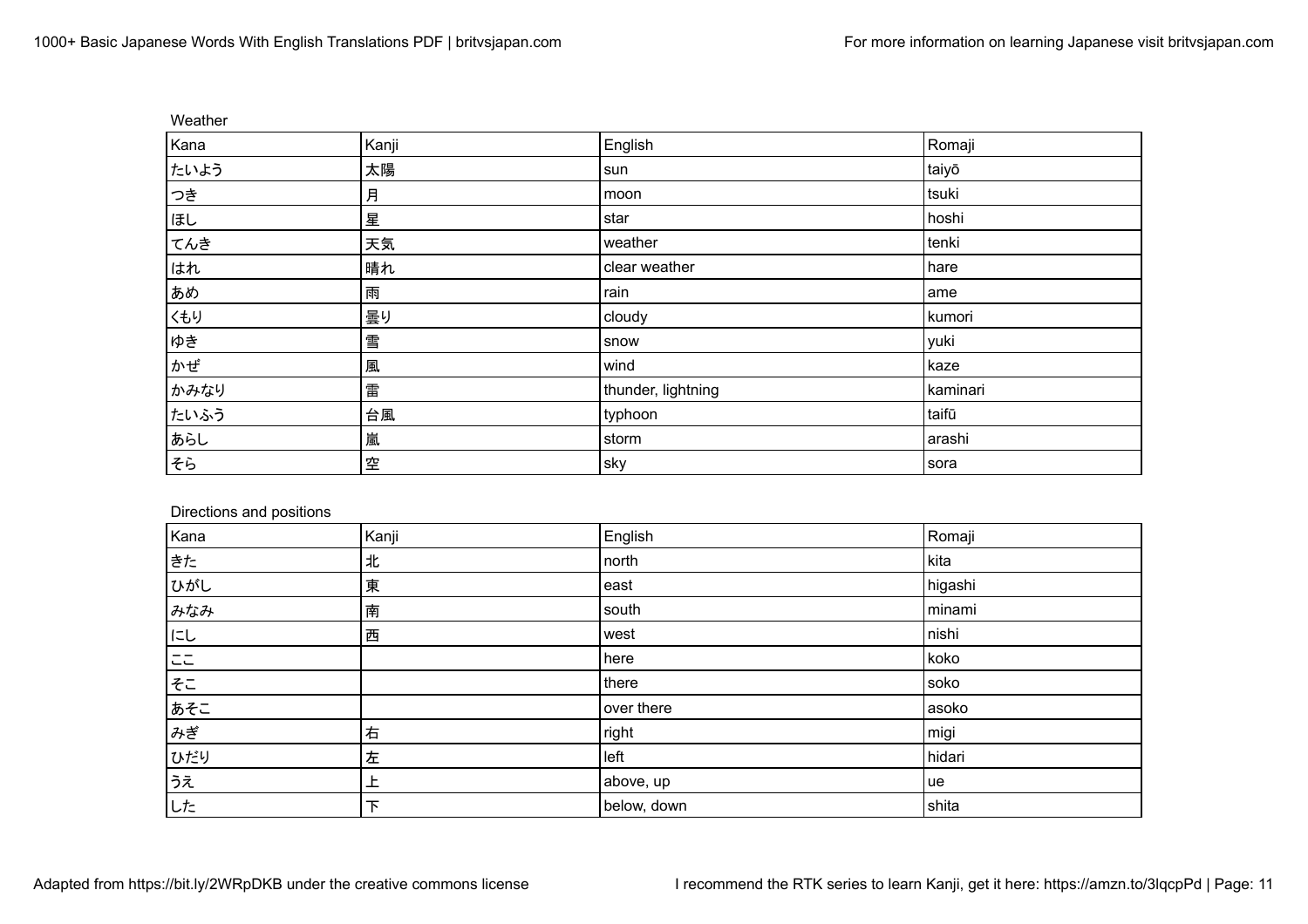Weather

| Kana | Kanji | English | Romaji |
| --- | --- | --- | --- |
| たいよう | 太陽 | sun | taiyō |
| つき | 月 | moon | tsuki |
| ほし | 星 | star | hoshi |
| てんき | 天気 | weather | tenki |
| はれ | 晴れ | clear weather | hare |
| あめ | 雨 | rain | ame |
| くもり | 曇り | cloudy | kumori |
| ゆき | 雪 | snow | yuki |
| かぜ | 風 | wind | kaze |
| かみなり | 雷 | thunder, lightning | kaminari |
| たいふう | 台風 | typhoon | taifū |
| あらし | 嵐 | storm | arashi |
| そら | 空 | sky | sora |

Directions and positions

| Kana | Kanji | English | Romaji |
| --- | --- | --- | --- |
| きた | 北 | north | kita |
| ひがし | 東 | east | higashi |
| みなみ | 南 | south | minami |
| にし | 西 | west | nishi |
| ここ | | here | koko |
| そこ | | there | soko |
| あそこ | | over there | asoko |
| みぎ | 右 | right | migi |
| ひだり | 左 | left | hidari |
| うえ | 上 | above, up | ue |
| した | 下 | below, down | shita |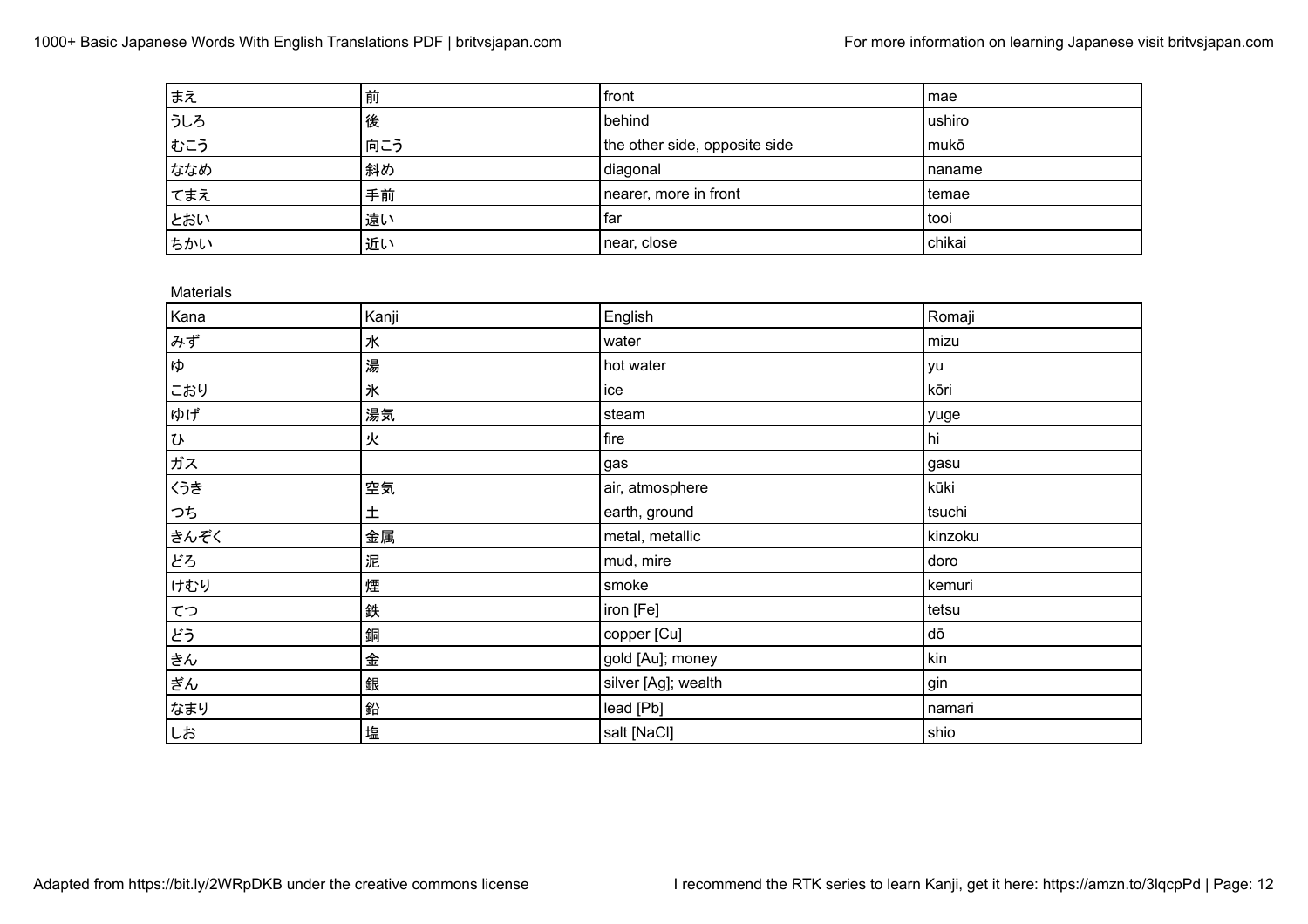| | | | |
|---|---|---|---|
| まえ | 前 | front | mae |
| うしろ | 後 | behind | ushiro |
| むこう | 向こう | the other side, opposite side | mukō |
| ななめ | 斜め | diagonal | naname |
| てまえ | 手前 | nearer, more in front | temae |
| とおい | 遠い | far | tooi |
| ちかい | 近い | near, close | chikai |

Materials

| Kana | Kanji | English | Romaji |
|---|---|---|---|
| みず | 水 | water | mizu |
| ゆ | 湯 | hot water | yu |
| こおり | 氷 | ice | kōri |
| ゆげ | 湯気 | steam | yuge |
| ひ | 火 | fire | hi |
| ガス | | gas | gasu |
| くうき | 空気 | air, atmosphere | kūki |
| つち | 土 | earth, ground | tsuchi |
| きんぞく | 金属 | metal, metallic | kinzoku |
| どろ | 泥 | mud, mire | doro |
| けむり | 煙 | smoke | kemuri |
| てつ | 鉄 | iron [Fe] | tetsu |
| どう | 銅 | copper [Cu] | dō |
| きん | 金 | gold [Au]; money | kin |
| ぎん | 銀 | silver [Ag]; wealth | gin |
| なまり | 鉛 | lead [Pb] | namari |
| しお | 塩 | salt [NaCl] | shio |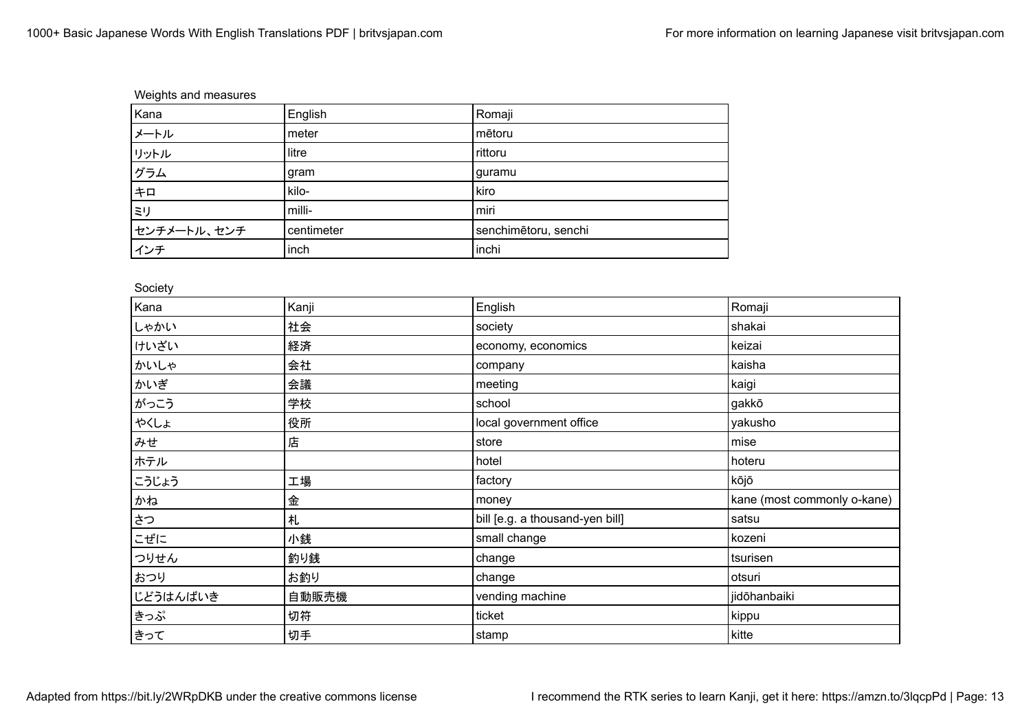Weights and measures

| Kana | English | Romaji |
| --- | --- | --- |
| メートル | meter | mētoru |
| リットル | litre | rittoru |
| グラム | gram | guramu |
| キロ | kilo- | kiro |
| ミリ | milli- | miri |
| センチメートル、センチ | centimeter | senchimētoru, senchi |
| インチ | inch | inchi |

Society

| Kana | Kanji | English | Romaji |
| --- | --- | --- | --- |
| しゃかい | 社会 | society | shakai |
| けいざい | 経済 | economy, economics | keizai |
| かいしゃ | 会社 | company | kaisha |
| かいぎ | 会議 | meeting | kaigi |
| がっこう | 学校 | school | gakkō |
| やくしょ | 役所 | local government office | yakusho |
| みせ | 店 | store | mise |
| ホテル | | hotel | hoteru |
| こうじょう | 工場 | factory | kōjō |
| かね | 金 | money | kane (most commonly o-kane) |
| さつ | 札 | bill [e.g. a thousand-yen bill] | satsu |
| こぜに | 小銭 | small change | kozeni |
| つりせん | 釣り銭 | change | tsurisen |
| おつり | お釣り | change | otsuri |
| じどうはんばいき | 自動販売機 | vending machine | jidōhanbaiki |
| きっぷ | 切符 | ticket | kippu |
| きって | 切手 | stamp | kitte |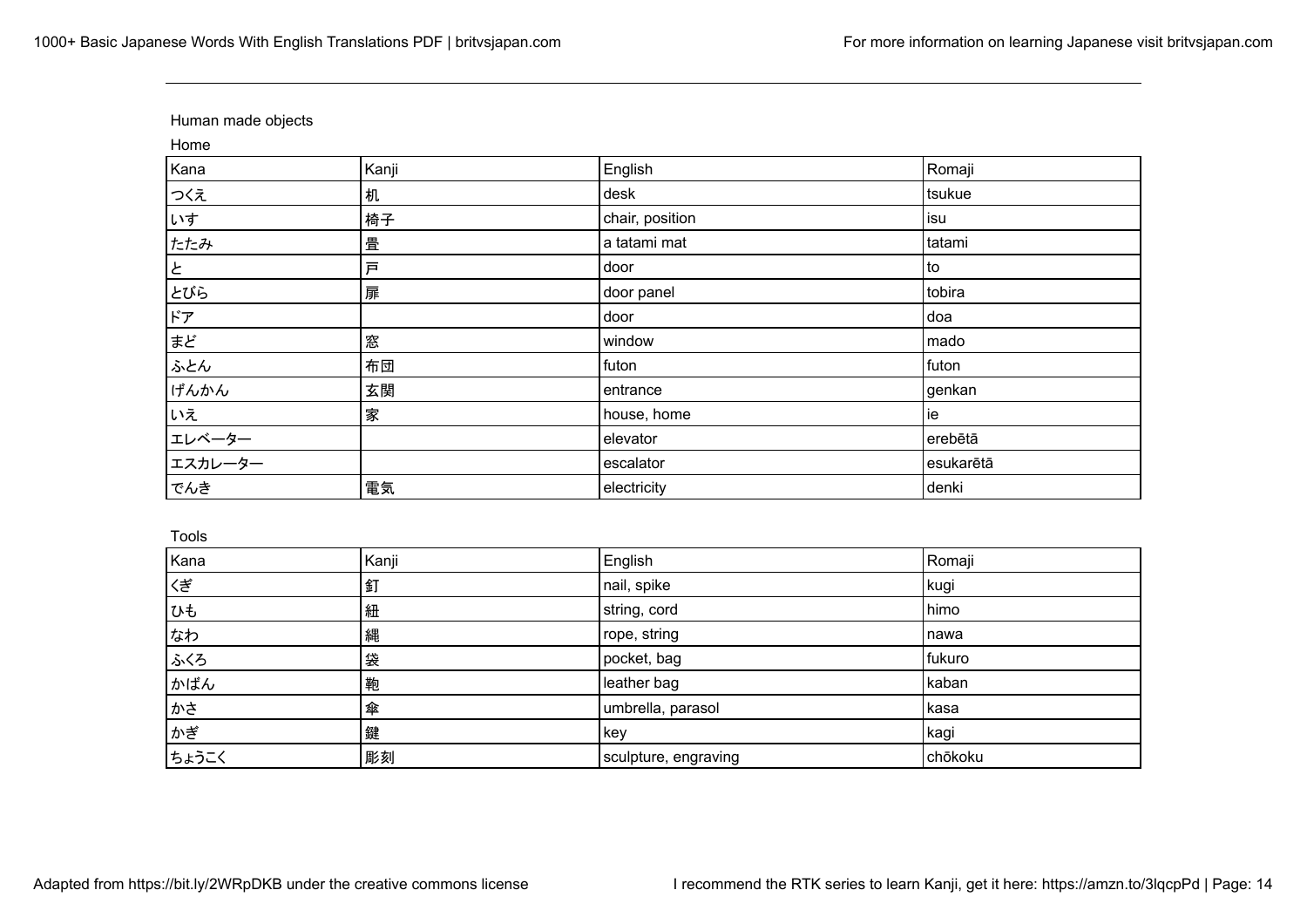Human made objects

Home

| Kana | Kanji | English | Romaji |
|---|---|---|---|
| つくえ | 机 | desk | tsukue |
| いす | 椅子 | chair, position | isu |
| たたみ | 畳 | a tatami mat | tatami |
| と | 戸 | door | to |
| とびら | 扉 | door panel | tobira |
| ドア | | door | doa |
| まど | 窓 | window | mado |
| ふとん | 布団 | futon | futon |
| げんかん | 玄関 | entrance | genkan |
| いえ | 家 | house, home | ie |
| エレベーター | | elevator | erebētā |
| エスカレーター | | escalator | esukarētā |
| でんき | 電気 | electricity | denki |

Tools

| Kana | Kanji | English | Romaji |
|---|---|---|---|
| くぎ | 釘 | nail, spike | kugi |
| ひも | 紐 | string, cord | himo |
| なわ | 縄 | rope, string | nawa |
| ふくろ | 袋 | pocket, bag | fukuro |
| かばん | 鞄 | leather bag | kaban |
| かさ | 傘 | umbrella, parasol | kasa |
| かぎ | 鍵 | key | kagi |
| ちょうこく | 彫刻 | sculpture, engraving | chōkoku |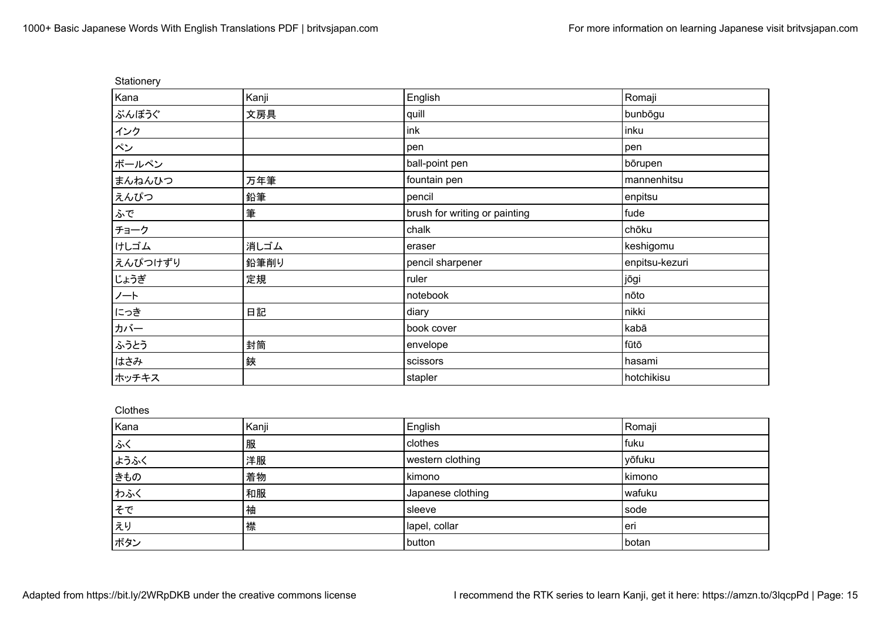Stationery

| Kana | Kanji | English | Romaji |
| --- | --- | --- | --- |
| ぶんぼうぐ | 文房具 | quill | bunbōgu |
| インク | | ink | inku |
| ペン | | pen | pen |
| ボールペン | | ball-point pen | bōrupen |
| まんねんひつ | 万年筆 | fountain pen | mannenhitsu |
| えんぴつ | 鉛筆 | pencil | enpitsu |
| ふで | 筆 | brush for writing or painting | fude |
| チョーク | | chalk | chōku |
| けしゴム | 消しゴム | eraser | keshigomu |
| えんぴつけずり | 鉛筆削り | pencil sharpener | enpitsu-kezuri |
| じょうぎ | 定規 | ruler | jōgi |
| ノート | | notebook | nōto |
| にっき | 日記 | diary | nikki |
| カバー | | book cover | kabā |
| ふうとう | 封筒 | envelope | fūtō |
| はさみ | 鋏 | scissors | hasami |
| ホッチキス | | stapler | hotchikisu |

Clothes

| Kana | Kanji | English | Romaji |
| --- | --- | --- | --- |
| ふく | 服 | clothes | fuku |
| ようふく | 洋服 | western clothing | yōfuku |
| きもの | 着物 | kimono | kimono |
| わふく | 和服 | Japanese clothing | wafuku |
| そで | 袖 | sleeve | sode |
| えり | 襟 | lapel, collar | eri |
| ボタン | | button | botan |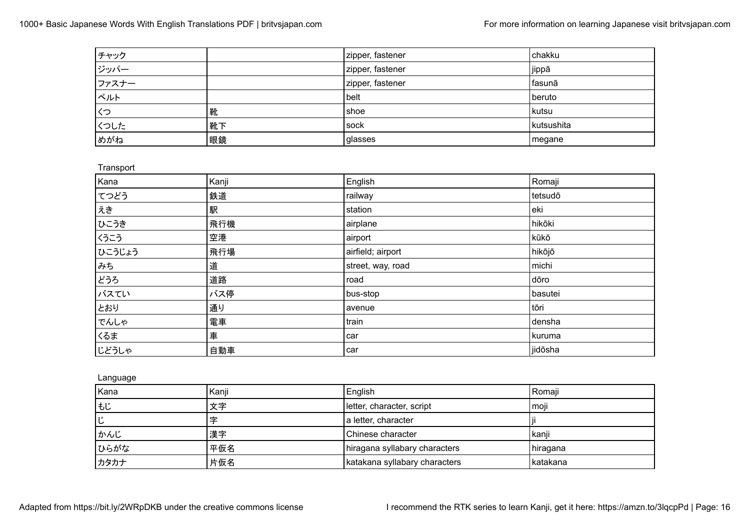| | | | |
|---|---|---|---|
| チャック | | zipper, fastener | chakku |
| ジッパー | | zipper, fastener | jippā |
| ファスナー | | zipper, fastener | fasunā |
| ベルト | | belt | beruto |
| くつ | 靴 | shoe | kutsu |
| くつした | 靴下 | sock | kutsushita |
| めがね | 眼鏡 | glasses | megane |

Transport

| Kana | Kanji | English | Romaji |
|---|---|---|---|
| てつどう | 鉄道 | railway | tetsudō |
| えき | 駅 | station | eki |
| ひこうき | 飛行機 | airplane | hikōki |
| くうこう | 空港 | airport | kūkō |
| ひこうじょう | 飛行場 | airfield; airport | hikōjō |
| みち | 道 | street, way, road | michi |
| どうろ | 道路 | road | dōro |
| バスてい | バス停 | bus-stop | basutei |
| とおり | 通り | avenue | tōri |
| でんしゃ | 電車 | train | densha |
| くるま | 車 | car | kuruma |
| じどうしゃ | 自動車 | car | jidōsha |

Language

| Kana | Kanji | English | Romaji |
|---|---|---|---|
| もじ | 文字 | letter, character, script | moji |
| じ | 字 | a letter, character | ji |
| かんじ | 漢字 | Chinese character | kanji |
| ひらがな | 平仮名 | hiragana syllabary characters | hiragana |
| カタカナ | 片仮名 | katakana syllabary characters | katakana |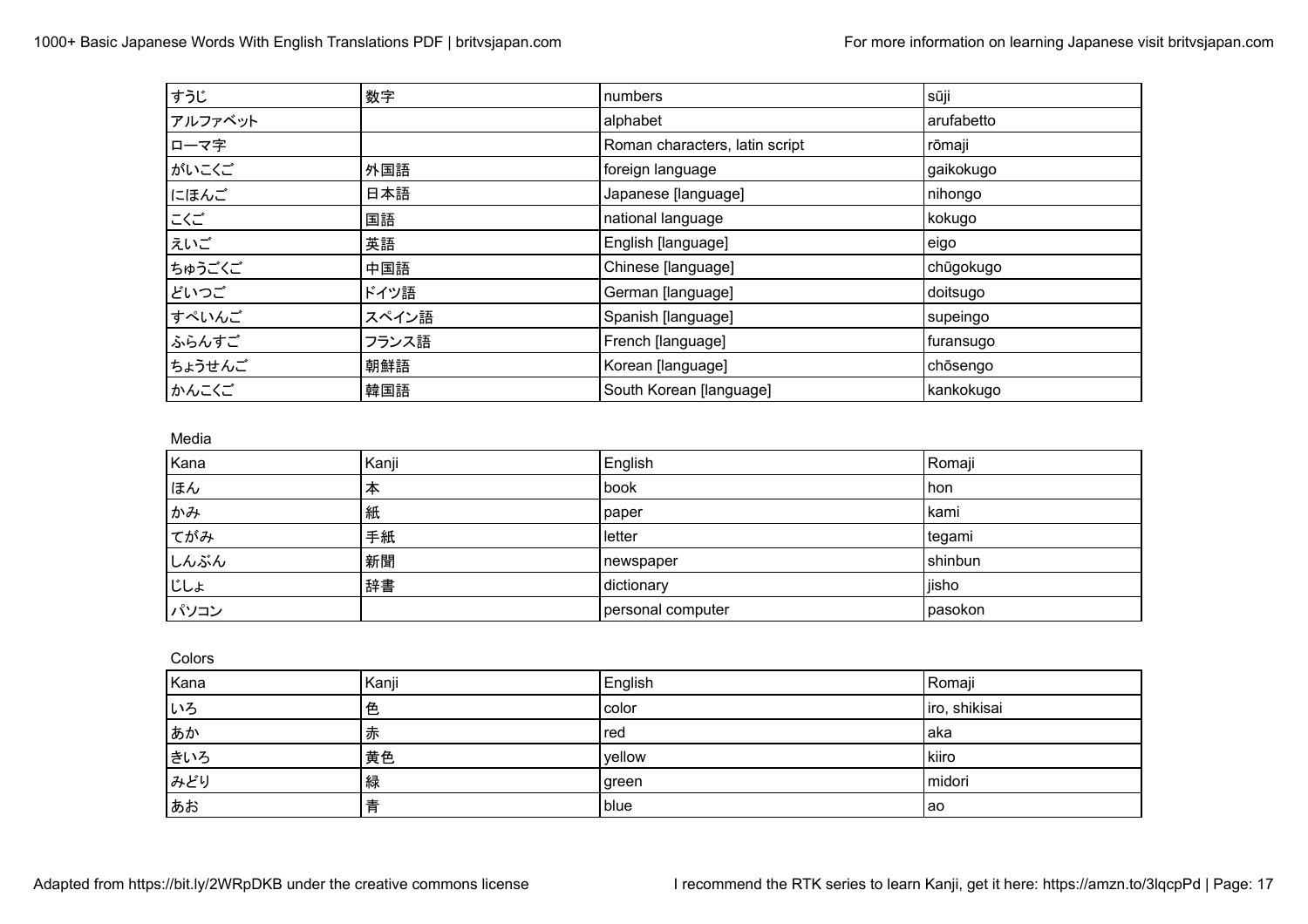| すうじ | 数字 | numbers | sūji |
|---|---|---|---|
| アルファベット | | alphabet | arufabetto |
| ローマ字 | | Roman characters, latin script | rōmaji |
| がいこくご | 外国語 | foreign language | gaikokugo |
| にほんご | 日本語 | Japanese [language] | nihongo |
| こくご | 国語 | national language | kokugo |
| えいご | 英語 | English [language] | eigo |
| ちゅうごくご | 中国語 | Chinese [language] | chūgokugo |
| どいつご | ドイツ語 | German [language] | doitsugo |
| すぺいんご | スペイン語 | Spanish [language] | supeingo |
| ふらんすご | フランス語 | French [language] | furansugo |
| ちょうせんご | 朝鮮語 | Korean [language] | chōsengo |
| かんこくご | 韓国語 | South Korean [language] | kankokugo |

Media

| Kana | Kanji | English | Romaji |
|---|---|---|---|
| ほん | 本 | book | hon |
| かみ | 紙 | paper | kami |
| てがみ | 手紙 | letter | tegami |
| しんぶん | 新聞 | newspaper | shinbun |
| じしょ | 辞書 | dictionary | jisho |
| パソコン | | personal computer | pasokon |

Colors

| Kana | Kanji | English | Romaji |
|---|---|---|---|
| いろ | 色 | color | iro, shikisai |
| あか | 赤 | red | aka |
| きいろ | 黄色 | yellow | kiiro |
| みどり | 緑 | green | midori |
| あお | 青 | blue | ao |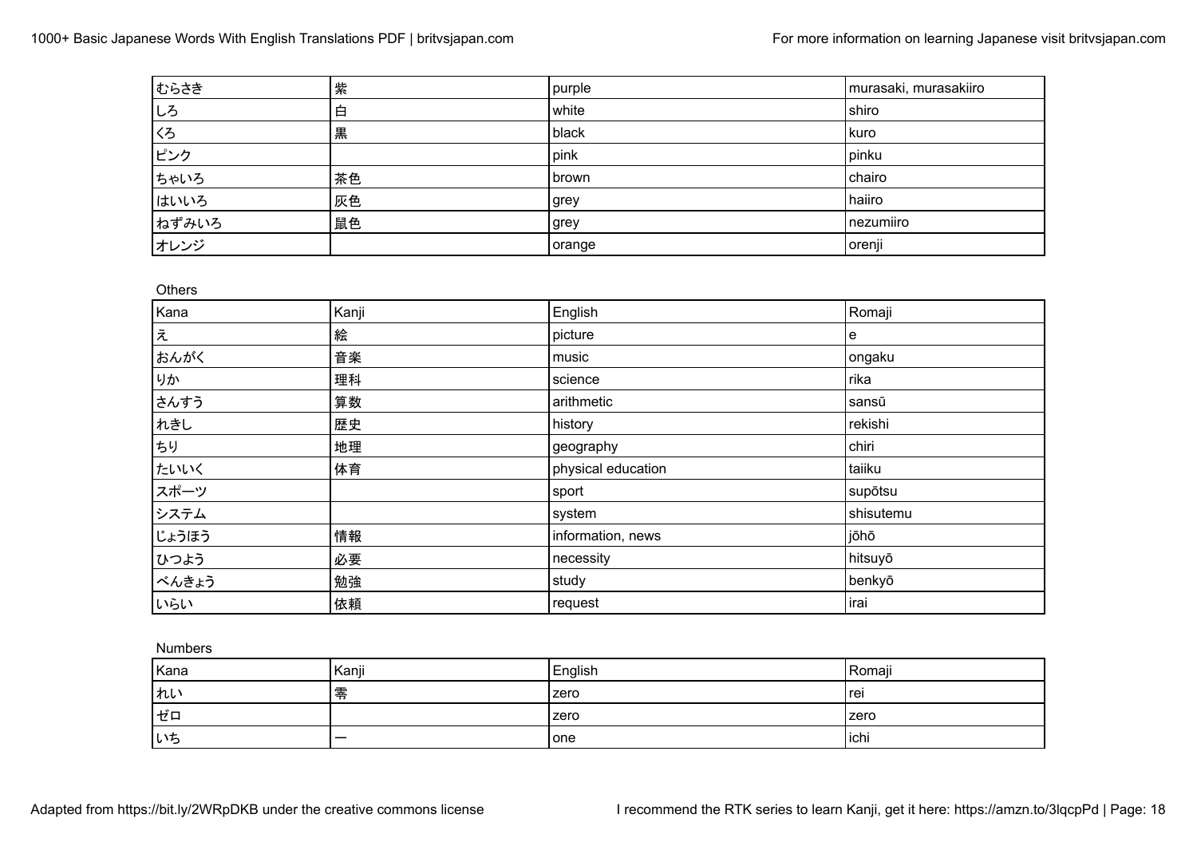| | | | |
|---|---|---|---|
| むらさき | 紫 | purple | murasaki, murasakiiro |
| しろ | 白 | white | shiro |
| くろ | 黒 | black | kuro |
| ピンク | | pink | pinku |
| ちゃいろ | 茶色 | brown | chairo |
| はいいろ | 灰色 | grey | haiiro |
| ねずみいろ | 鼠色 | grey | nezumiiro |
| オレンジ | | orange | orenji |

Others

| Kana | Kanji | English | Romaji |
|---|---|---|---|
| え | 絵 | picture | e |
| おんがく | 音楽 | music | ongaku |
| りか | 理科 | science | rika |
| さんすう | 算数 | arithmetic | sansū |
| れきし | 歴史 | history | rekishi |
| ちり | 地理 | geography | chiri |
| たいいく | 体育 | physical education | taiiku |
| スポーツ | | sport | supōtsu |
| システム | | system | shisutemu |
| じょうほう | 情報 | information, news | jōhō |
| ひつよう | 必要 | necessity | hitsuyō |
| べんきょう | 勉強 | study | benkyō |
| いらい | 依頼 | request | irai |

Numbers

| Kana | Kanji | English | Romaji |
|---|---|---|---|
| れい | 零 | zero | rei |
| ゼロ | | zero | zero |
| いち | 一 | one | ichi |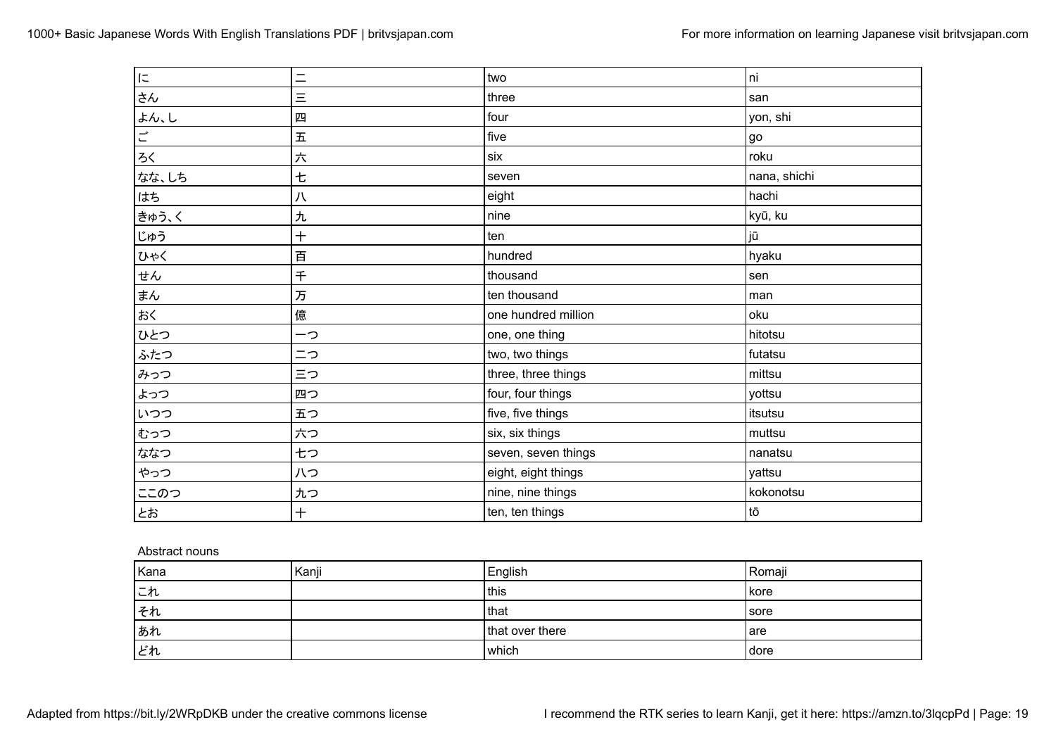| | | | |
|---|---|---|---|
| に | 二 | two | ni |
| さん | 三 | three | san |
| よん､し | 四 | four | yon, shi |
| ご | 五 | five | go |
| ろく | 六 | six | roku |
| なな､しち | 七 | seven | nana, shichi |
| はち | 八 | eight | hachi |
| きゅう､く | 九 | nine | kyū, ku |
| じゅう | 十 | ten | jū |
| ひゃく | 百 | hundred | hyaku |
| せん | 千 | thousand | sen |
| まん | 万 | ten thousand | man |
| おく | 億 | one hundred million | oku |
| ひとつ | 一つ | one, one thing | hitotsu |
| ふたつ | 二つ | two, two things | futatsu |
| みっつ | 三つ | three, three things | mittsu |
| よっつ | 四つ | four, four things | yottsu |
| いつつ | 五つ | five, five things | itsutsu |
| むっつ | 六つ | six, six things | muttsu |
| ななつ | 七つ | seven, seven things | nanatsu |
| やっつ | 八つ | eight, eight things | yattsu |
| ここのつ | 九つ | nine, nine things | kokonotsu |
| とお | 十 | ten, ten things | tō |

Abstract nouns

| Kana | Kanji | English | Romaji |
|---|---|---|---|
| これ | | this | kore |
| それ | | that | sore |
| あれ | | that over there | are |
| どれ | | which | dore |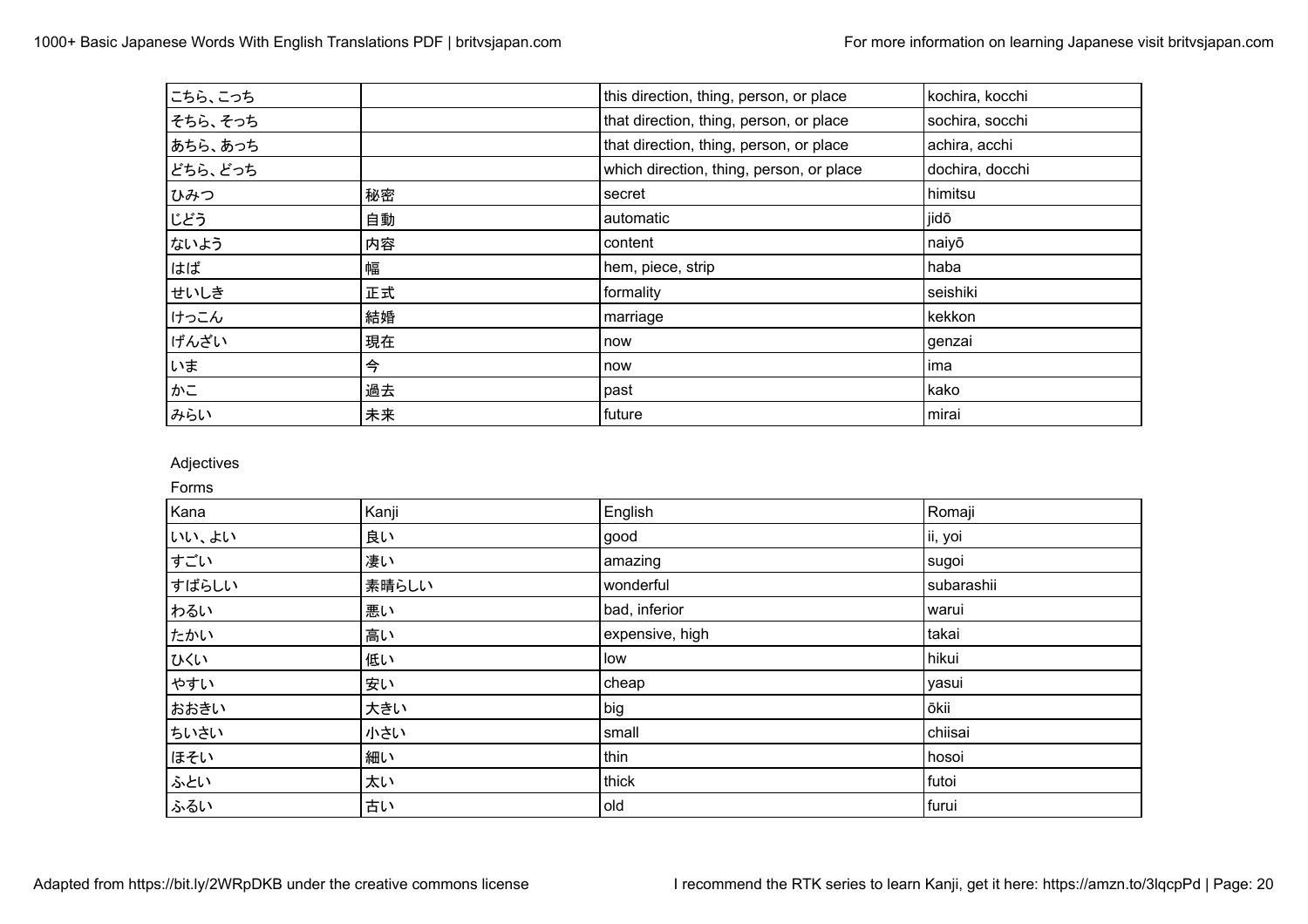| | | | |
|---|---|---|---|
| こちら、こっち | | this direction, thing, person, or place | kochira, kocchi |
| そちら、そっち | | that direction, thing, person, or place | sochira, socchi |
| あちら、あっち | | that direction, thing, person, or place | achira, acchi |
| どちら、どっち | | which direction, thing, person, or place | dochira, docchi |
| ひみつ | 秘密 | secret | himitsu |
| じどう | 自動 | automatic | jidō |
| ないよう | 内容 | content | naiyō |
| はば | 幅 | hem, piece, strip | haba |
| せいしき | 正式 | formality | seishiki |
| けっこん | 結婚 | marriage | kekkon |
| げんざい | 現在 | now | genzai |
| いま | 今 | now | ima |
| かこ | 過去 | past | kako |
| みらい | 未来 | future | mirai |

Adjectives

Forms

| Kana | Kanji | English | Romaji |
|---|---|---|---|
| いい、よい | 良い | good | ii, yoi |
| すごい | 凄い | amazing | sugoi |
| すばらしい | 素晴らしい | wonderful | subarashii |
| わるい | 悪い | bad, inferior | warui |
| たかい | 高い | expensive, high | takai |
| ひくい | 低い | low | hikui |
| やすい | 安い | cheap | yasui |
| おおきい | 大きい | big | ōkii |
| ちいさい | 小さい | small | chiisai |
| ほそい | 細い | thin | hosoi |
| ふとい | 太い | thick | futoi |
| ふるい | 古い | old | furui |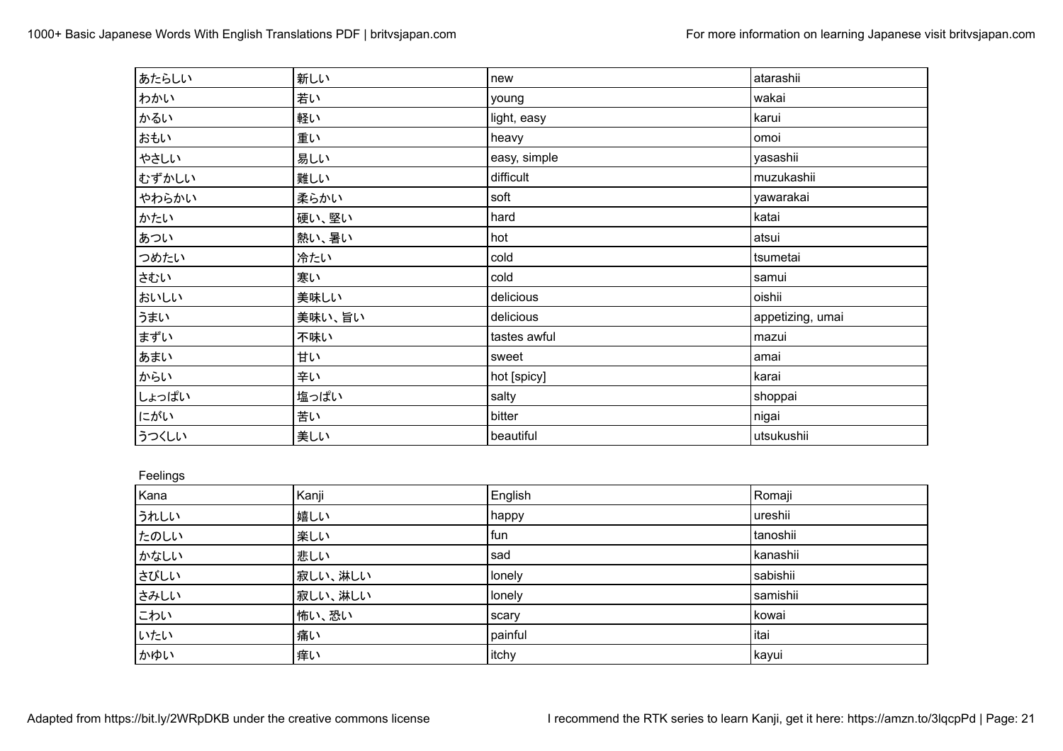| | | | |
|---|---|---|---|
| あたらしい | 新しい | new | atarashii |
| わかい | 若い | young | wakai |
| かるい | 軽い | light, easy | karui |
| おもい | 重い | heavy | omoi |
| やさしい | 易しい | easy, simple | yasashii |
| むずかしい | 難しい | difficult | muzukashii |
| やわらかい | 柔らかい | soft | yawarakai |
| かたい | 硬い、堅い | hard | katai |
| あつい | 熱い、暑い | hot | atsui |
| つめたい | 冷たい | cold | tsumetai |
| さむい | 寒い | cold | samui |
| おいしい | 美味しい | delicious | oishii |
| うまい | 美味い、旨い | delicious | appetizing, umai |
| まずい | 不味い | tastes awful | mazui |
| あまい | 甘い | sweet | amai |
| からい | 辛い | hot [spicy] | karai |
| しょっぱい | 塩っぱい | salty | shoppai |
| にがい | 苦い | bitter | nigai |
| うつくしい | 美しい | beautiful | utsukushii |

Feelings

| Kana | Kanji | English | Romaji |
|---|---|---|---|
| うれしい | 嬉しい | happy | ureshii |
| たのしい | 楽しい | fun | tanoshii |
| かなしい | 悲しい | sad | kanashii |
| さびしい | 寂しい、淋しい | lonely | sabishii |
| さみしい | 寂しい、淋しい | lonely | samishii |
| こわい | 怖い、恐い | scary | kowai |
| いたい | 痛い | painful | itai |
| かゆい | 痒い | itchy | kayui |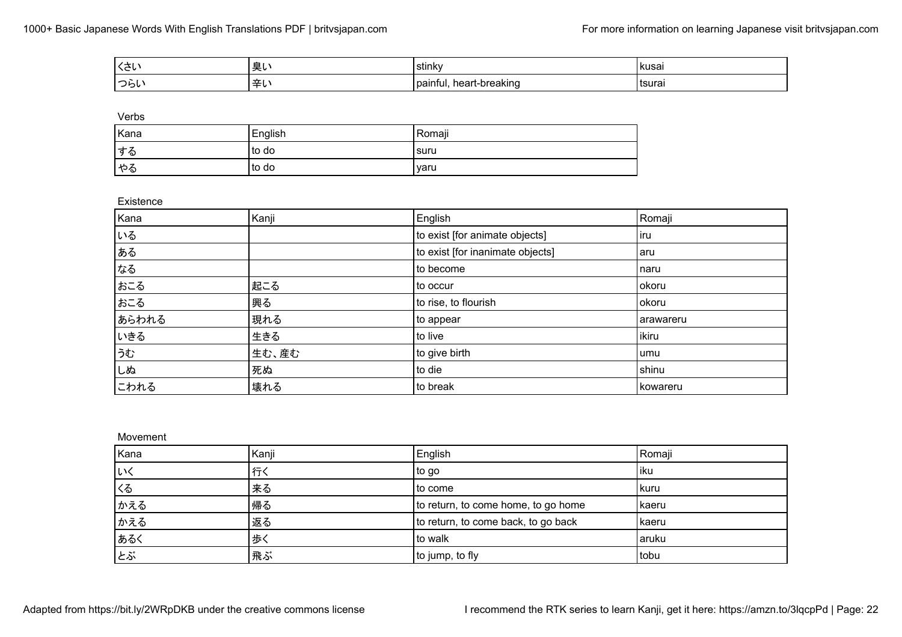| | | | |
|---|---|---|---|
| くさい | 臭い | stinky | kusai |
| つらい | 辛い | painful, heart-breaking | tsurai |

Verbs

| Kana | English | Romaji |
|---|---|---|
| する | to do | suru |
| やる | to do | yaru |

Existence

| Kana | Kanji | English | Romaji |
|---|---|---|---|
| いる | | to exist [for animate objects] | iru |
| ある | | to exist [for inanimate objects] | aru |
| なる | | to become | naru |
| おこる | 起こる | to occur | okoru |
| おこる | 興る | to rise, to flourish | okoru |
| あらわれる | 現れる | to appear | arawareru |
| いきる | 生きる | to live | ikiru |
| うむ | 生む、産む | to give birth | umu |
| しぬ | 死ぬ | to die | shinu |
| こわれる | 壊れる | to break | kowareru |

Movement

| Kana | Kanji | English | Romaji |
|---|---|---|---|
| いく | 行く | to go | iku |
| くる | 来る | to come | kuru |
| かえる | 帰る | to return, to come home, to go home | kaeru |
| かえる | 返る | to return, to come back, to go back | kaeru |
| あるく | 歩く | to walk | aruku |
| とぶ | 飛ぶ | to jump, to fly | tobu |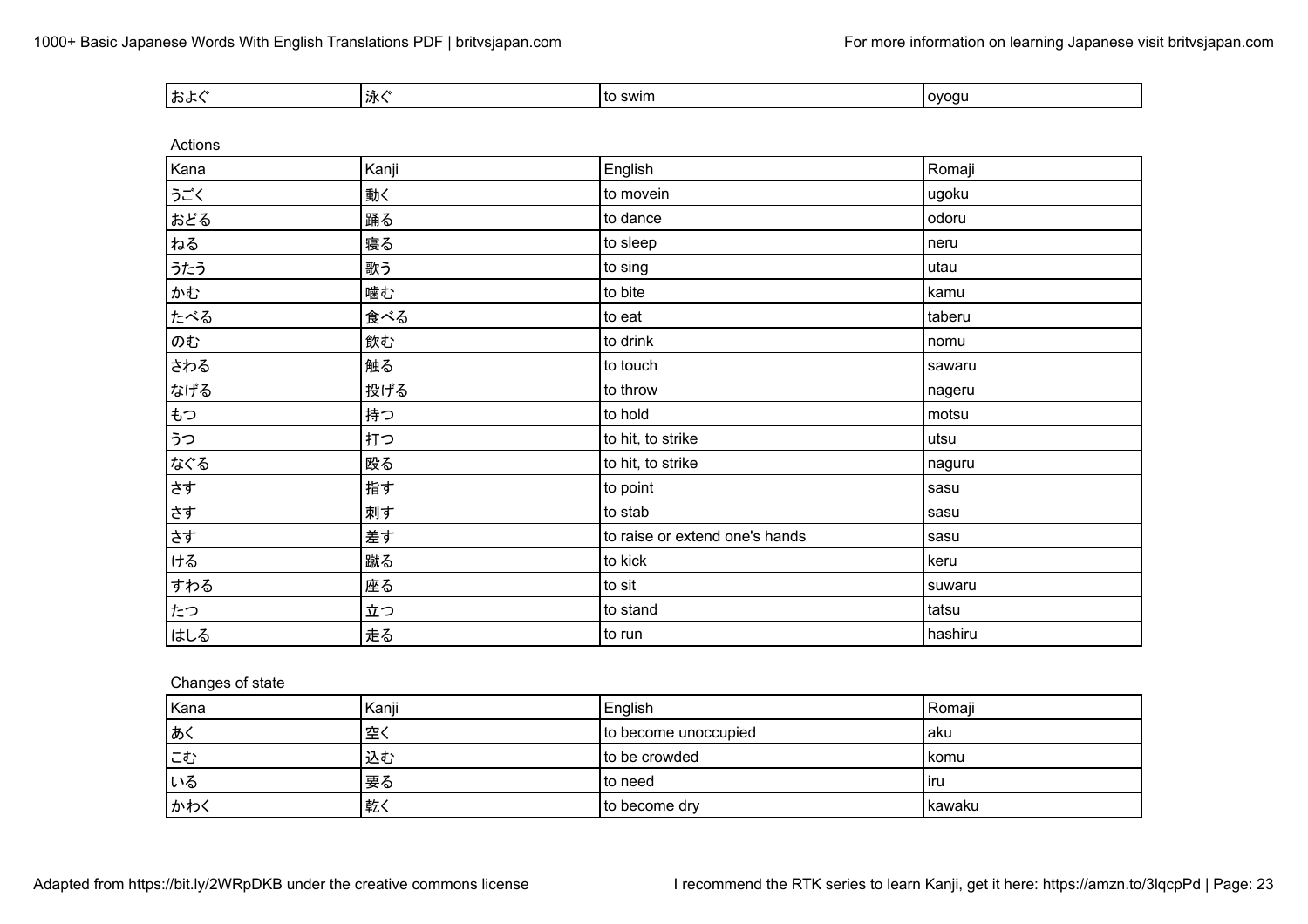| およぐ | 泳ぐ | to swim | oyogu |
| --- | --- | --- | --- |

Actions

| Kana | Kanji | English | Romaji |
| --- | --- | --- | --- |
| うごく | 動く | to movein | ugoku |
| おどる | 踊る | to dance | odoru |
| ねる | 寝る | to sleep | neru |
| うたう | 歌う | to sing | utau |
| かむ | 噛む | to bite | kamu |
| たべる | 食べる | to eat | taberu |
| のむ | 飲む | to drink | nomu |
| さわる | 触る | to touch | sawaru |
| なげる | 投げる | to throw | nageru |
| もつ | 持つ | to hold | motsu |
| うつ | 打つ | to hit, to strike | utsu |
| なぐる | 殴る | to hit, to strike | naguru |
| さす | 指す | to point | sasu |
| さす | 刺す | to stab | sasu |
| さす | 差す | to raise or extend one's hands | sasu |
| ける | 蹴る | to kick | keru |
| すわる | 座る | to sit | suwaru |
| たつ | 立つ | to stand | tatsu |
| はしる | 走る | to run | hashiru |

Changes of state

| Kana | Kanji | English | Romaji |
| --- | --- | --- | --- |
| あく | 空く | to become unoccupied | aku |
| こむ | 込む | to be crowded | komu |
| いる | 要る | to need | iru |
| かわく | 乾く | to become dry | kawaku |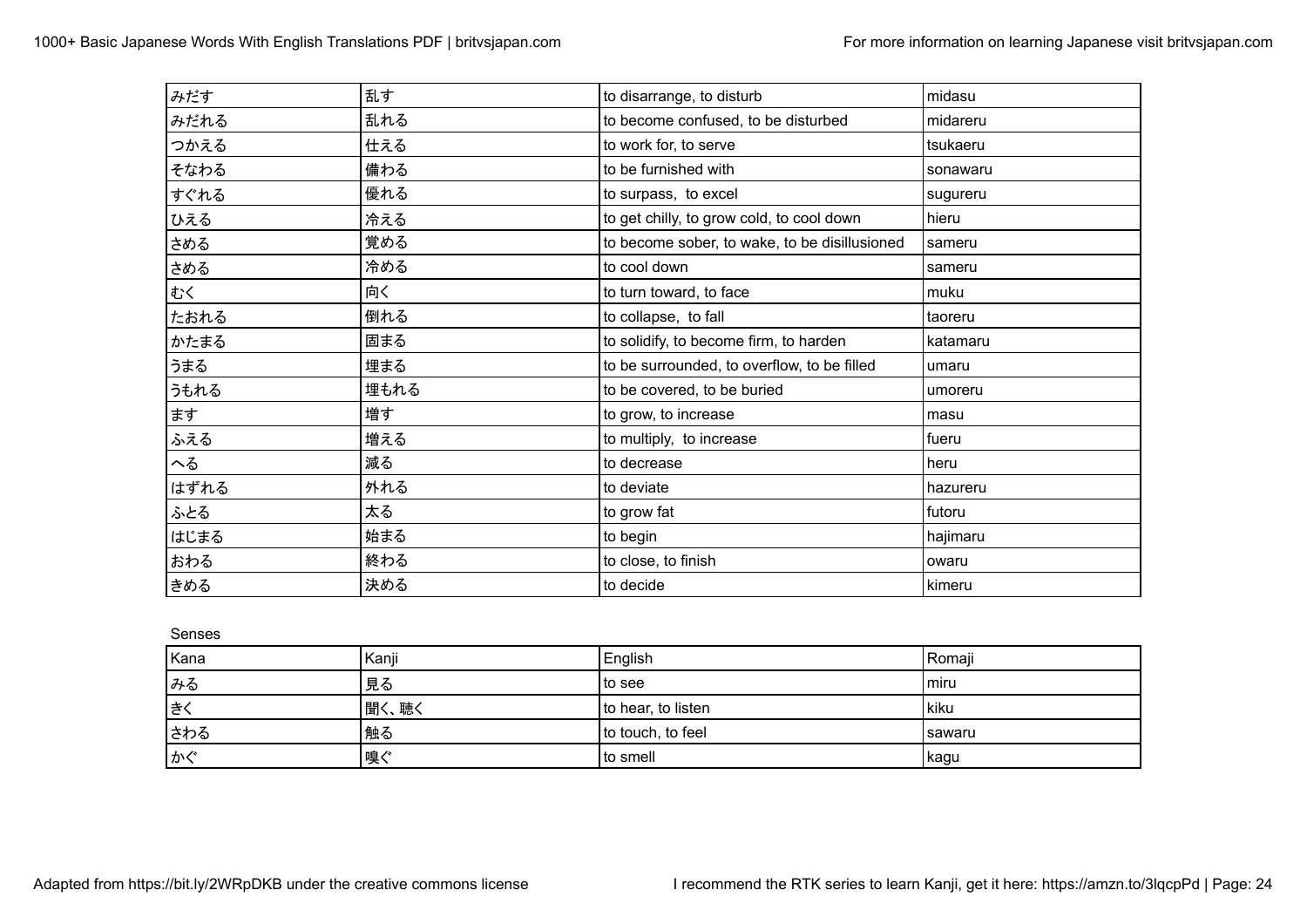| | | | |
|---|---|---|---|
| みだす | 乱す | to disarrange, to disturb | midasu |
| みだれる | 乱れる | to become confused, to be disturbed | midareru |
| つかえる | 仕える | to work for, to serve | tsukaeru |
| そなわる | 備わる | to be furnished with | sonawaru |
| すぐれる | 優れる | to surpass, to excel | sugureru |
| ひえる | 冷える | to get chilly, to grow cold, to cool down | hieru |
| さめる | 覚める | to become sober, to wake, to be disillusioned | sameru |
| さめる | 冷める | to cool down | sameru |
| むく | 向く | to turn toward, to face | muku |
| たおれる | 倒れる | to collapse, to fall | taoreru |
| かたまる | 固まる | to solidify, to become firm, to harden | katamaru |
| うまる | 埋まる | to be surrounded, to overflow, to be filled | umaru |
| うもれる | 埋もれる | to be covered, to be buried | umoreru |
| ます | 増す | to grow, to increase | masu |
| ふえる | 増える | to multiply, to increase | fueru |
| へる | 減る | to decrease | heru |
| はずれる | 外れる | to deviate | hazureru |
| ふとる | 太る | to grow fat | futoru |
| はじまる | 始まる | to begin | hajimaru |
| おわる | 終わる | to close, to finish | owaru |
| きめる | 決める | to decide | kimeru |

Senses

| Kana | Kanji | English | Romaji |
|---|---|---|---|
| みる | 見る | to see | miru |
| きく | 聞く、聴く | to hear, to listen | kiku |
| さわる | 触る | to touch, to feel | sawaru |
| かぐ | 嗅ぐ | to smell | kagu |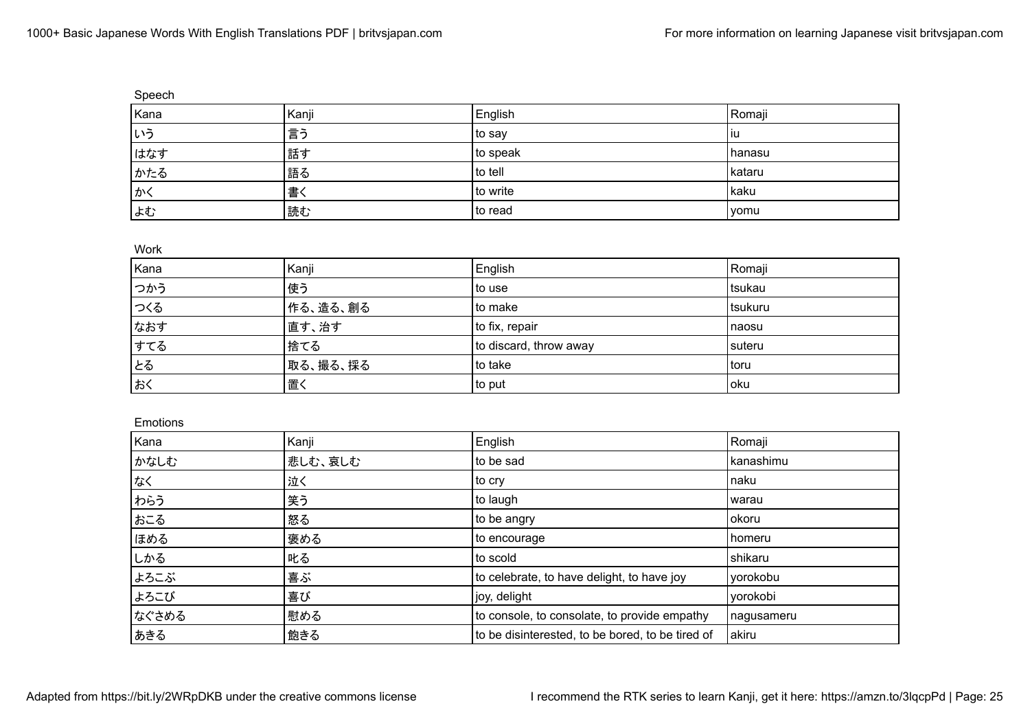Speech

| Kana | Kanji | English | Romaji |
|---|---|---|---|
| いう | 言う | to say | iu |
| はなす | 話す | to speak | hanasu |
| かたる | 語る | to tell | kataru |
| かく | 書く | to write | kaku |
| よむ | 読む | to read | yomu |

Work

| Kana | Kanji | English | Romaji |
|---|---|---|---|
| つかう | 使う | to use | tsukau |
| つくる | 作る、造る、創る | to make | tsukuru |
| なおす | 直す、治す | to fix, repair | naosu |
| すてる | 捨てる | to discard, throw away | suteru |
| とる | 取る、撮る、採る | to take | toru |
| おく | 置く | to put | oku |

Emotions

| Kana | Kanji | English | Romaji |
|---|---|---|---|
| かなしむ | 悲しむ、哀しむ | to be sad | kanashimu |
| なく | 泣く | to cry | naku |
| わらう | 笑う | to laugh | warau |
| おこる | 怒る | to be angry | okoru |
| ほめる | 褒める | to encourage | homeru |
| しかる | 叱る | to scold | shikaru |
| よろこぶ | 喜ぶ | to celebrate, to have delight, to have joy | yorokobu |
| よろこび | 喜び | joy, delight | yorokobi |
| なぐさめる | 慰める | to console, to consolate, to provide empathy | nagusameru |
| あきる | 飽きる | to be disinterested, to be bored, to be tired of | akiru |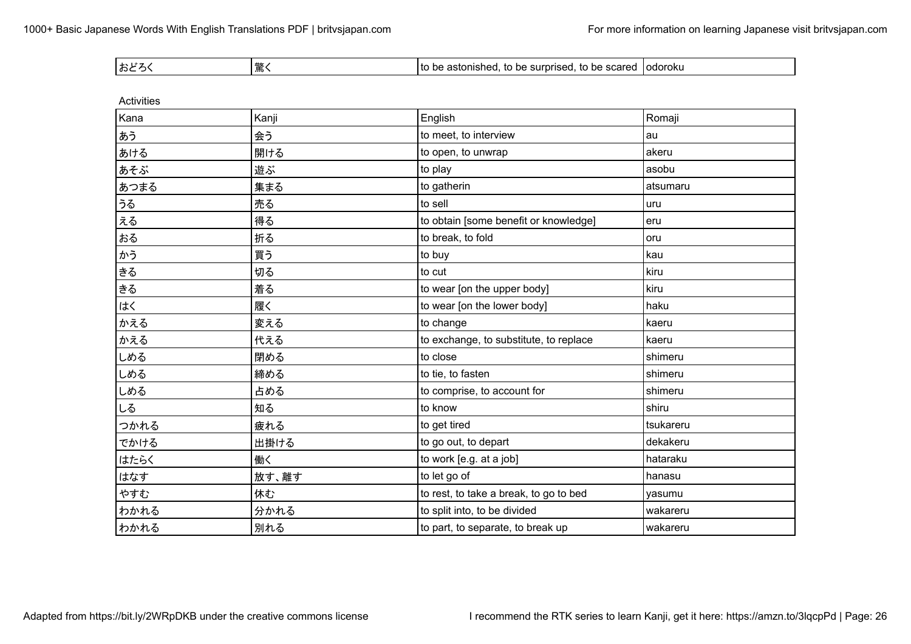| おどろく | 驚く | to be astonished, to be surprised, to be scared | odoroku |
|---|---|---|---|

Activities

| Kana | Kanji | English | Romaji |
|---|---|---|---|
| あう | 会う | to meet, to interview | au |
| あける | 開ける | to open, to unwrap | akeru |
| あそぶ | 遊ぶ | to play | asobu |
| あつまる | 集まる | to gatherin | atsumaru |
| うる | 売る | to sell | uru |
| える | 得る | to obtain [some benefit or knowledge] | eru |
| おる | 折る | to break, to fold | oru |
| かう | 買う | to buy | kau |
| きる | 切る | to cut | kiru |
| きる | 着る | to wear [on the upper body] | kiru |
| はく | 履く | to wear [on the lower body] | haku |
| かえる | 変える | to change | kaeru |
| かえる | 代える | to exchange, to substitute, to replace | kaeru |
| しめる | 閉める | to close | shimeru |
| しめる | 締める | to tie, to fasten | shimeru |
| しめる | 占める | to comprise, to account for | shimeru |
| しる | 知る | to know | shiru |
| つかれる | 疲れる | to get tired | tsukareru |
| でかける | 出掛ける | to go out, to depart | dekakeru |
| はたらく | 働く | to work [e.g. at a job] | hataraku |
| はなす | 放す、離す | to let go of | hanasu |
| やすむ | 休む | to rest, to take a break, to go to bed | yasumu |
| わかれる | 分かれる | to split into, to be divided | wakareru |
| わかれる | 別れる | to part, to separate, to break up | wakareru |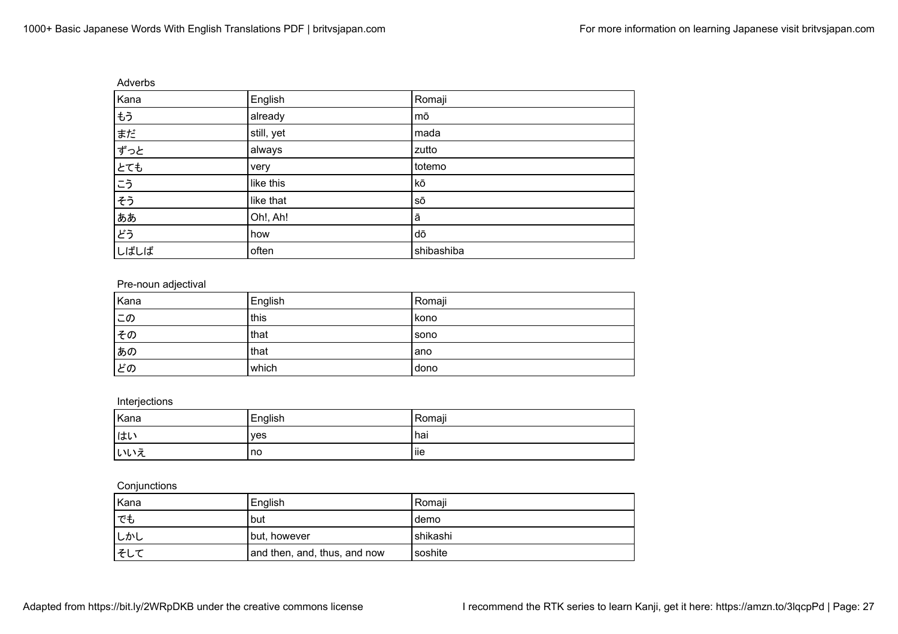Adverbs

| Kana | English | Romaji |
| --- | --- | --- |
| もう | already | mō |
| まだ | still, yet | mada |
| ずっと | always | zutto |
| とても | very | totemo |
| こう | like this | kō |
| そう | like that | sō |
| ああ | Oh!, Ah! | ā |
| どう | how | dō |
| しばしば | often | shibashiba |

Pre-noun adjectival

| Kana | English | Romaji |
| --- | --- | --- |
| この | this | kono |
| その | that | sono |
| あの | that | ano |
| どの | which | dono |

Interjections

| Kana | English | Romaji |
| --- | --- | --- |
| はい | yes | hai |
| いいえ | no | iie |

Conjunctions

| Kana | English | Romaji |
| --- | --- | --- |
| でも | but | demo |
| しかし | but, however | shikashi |
| そして | and then, and, thus, and now | soshite |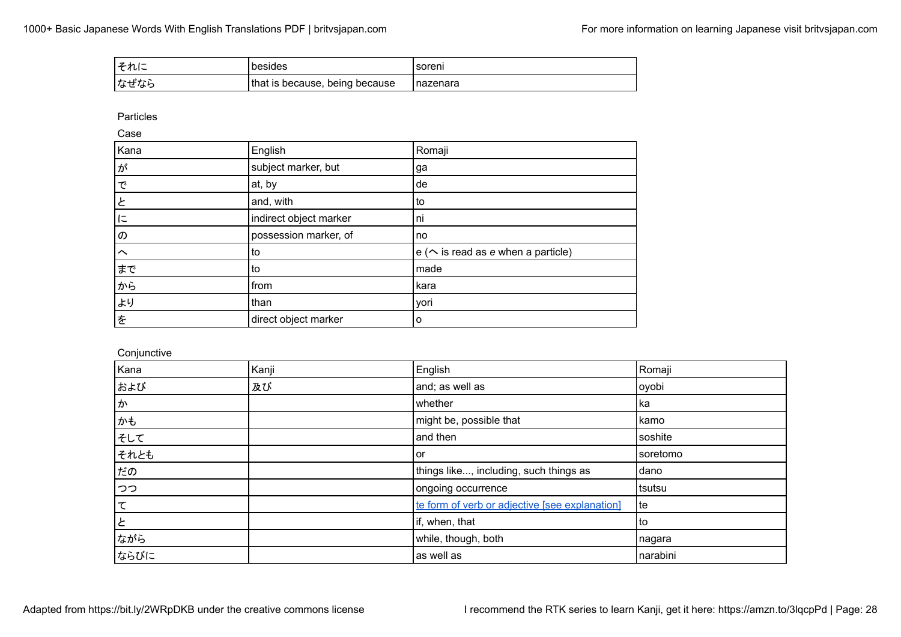| それに | besides | soreni |
|---|---|---|
| なぜなら | that is because, being because | nazenara |

Particles

Case

| Kana | English | Romaji |
|---|---|---|
| が | subject marker, but | ga |
| で | at, by | de |
| と | and, with | to |
| に | indirect object marker | ni |
| の | possession marker, of | no |
| へ | to | e (へ is read as *e* when a particle) |
| まで | to | made |
| から | from | kara |
| より | than | yori |
| を | direct object marker | o |

Conjunctive

| Kana | Kanji | English | Romaji |
|---|---|---|---|
| および | 及び | and; as well as | oyobi |
| か | | whether | ka |
| かも | | might be, possible that | kamo |
| そして | | and then | soshite |
| それとも | | or | soretomo |
| だの | | things like..., including, such things as | dano |
| つつ | | ongoing occurrence | tsutsu |
| て | | te form of verb or adjective [see explanation] | te |
| と | | if, when, that | to |
| ながら | | while, though, both | nagara |
| ならびに | | as well as | narabini |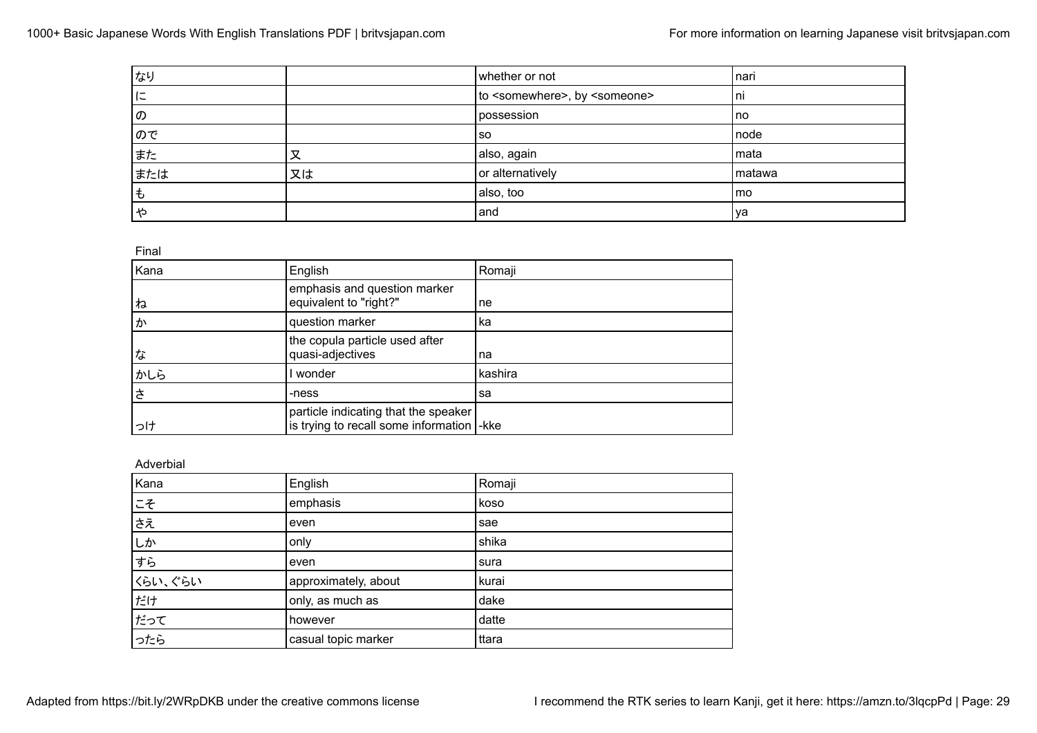| | | | |
|---|---|---|---|
| なり | | whether or not | nari |
| に | | to <somewhere>, by <someone> | ni |
| の | | possession | no |
| ので | | so | node |
| また | 又 | also, again | mata |
| または | 又は | or alternatively | matawa |
| も | | also, too | mo |
| や | | and | ya |

Final

| Kana | English | Romaji |
|---|---|---|
| ね | emphasis and question marker equivalent to "right?" | ne |
| か | question marker | ka |
| な | the copula particle used after quasi-adjectives | na |
| かしら | I wonder | kashira |
| さ | -ness | sa |
| っけ | particle indicating that the speaker is trying to recall some information | -kke |

Adverbial

| Kana | English | Romaji |
|---|---|---|
| こそ | emphasis | koso |
| さえ | even | sae |
| しか | only | shika |
| すら | even | sura |
| くらい、ぐらい | approximately, about | kurai |
| だけ | only, as much as | dake |
| だって | however | datte |
| ったら | casual topic marker | ttara |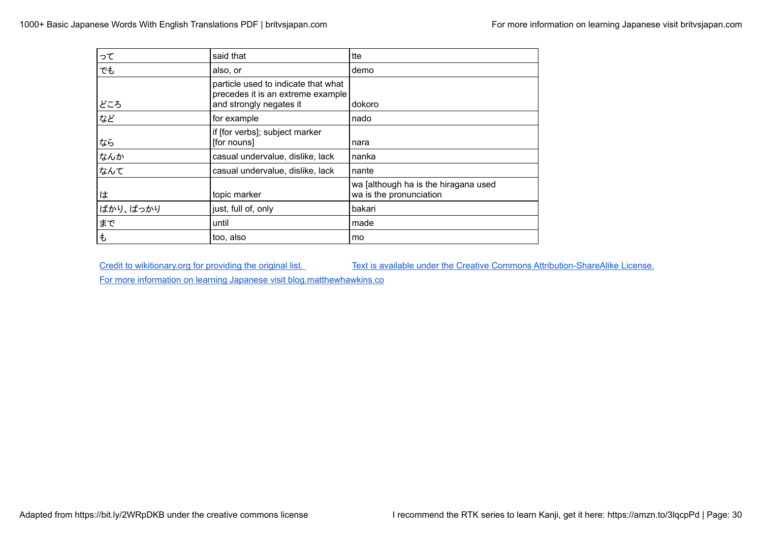| | | |
|---|---|---|
| って | said that | tte |
| でも | also, or | demo |
| どころ | particle used to indicate that what precedes it is an extreme example and strongly negates it | dokoro |
| など | for example | nado |
| なら | if [for verbs]; subject marker [for nouns] | nara |
| なんか | casual undervalue, dislike, lack | nanka |
| なんて | casual undervalue, dislike, lack | nante |
| は | topic marker | wa [although ha is the hiragana used wa is the pronunciation |
| ばかり、ばっかり | just, full of, only | bakari |
| まで | until | made |
| も | too, also | mo |

Credit to wikitionary.org for providing the original list.

Text is available under the Creative Commons Attribution-ShareAlike License.

For more information on learning Japanese visit blog.matthewhawkins.co